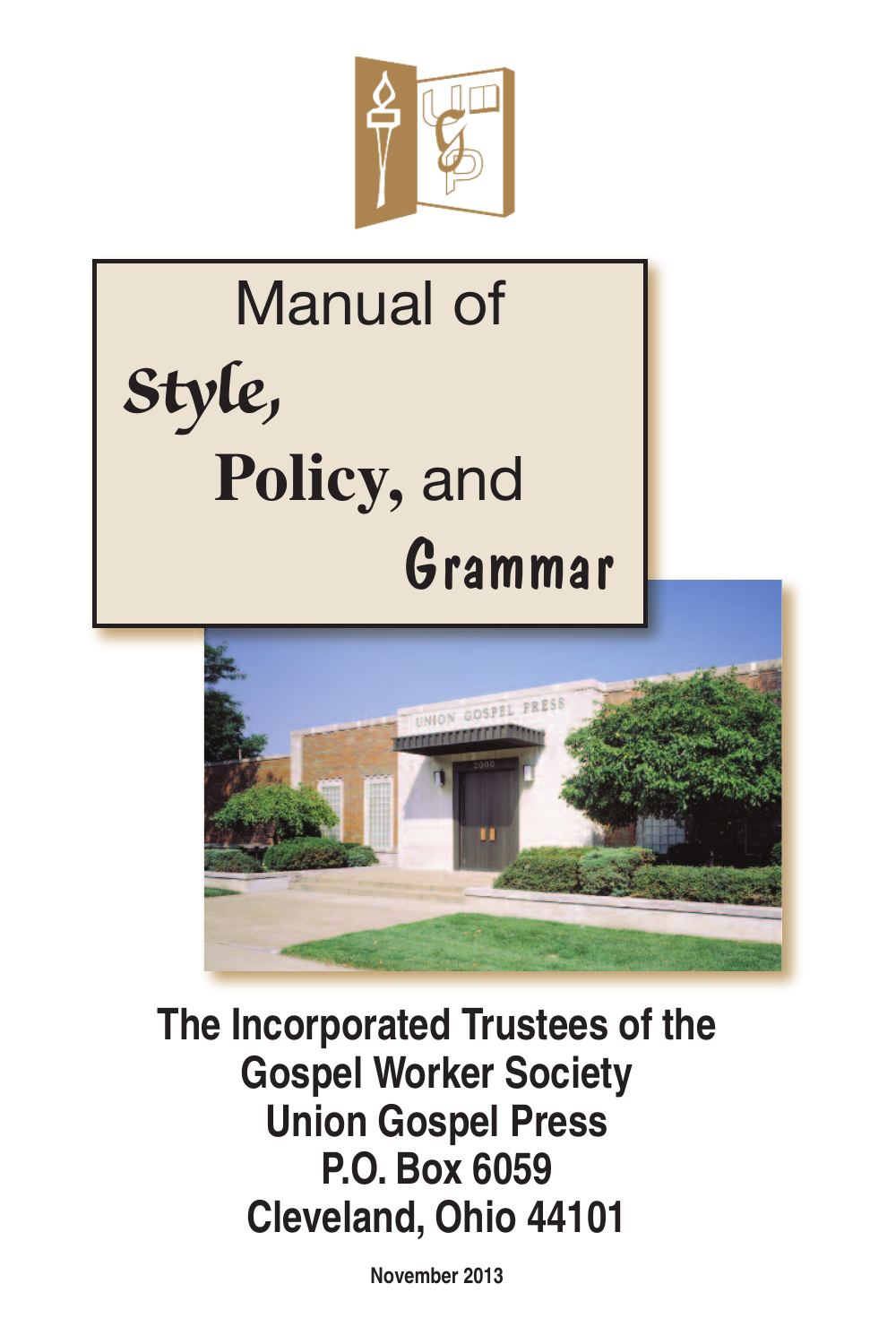# Manual of Style, Policy, and Grammar

**The Incorporated Trustees of the Gospel Worker Society**
**Union Gospel Press**
**P.O. Box 6059**
**Cleveland, Ohio 44101**

**November 2013**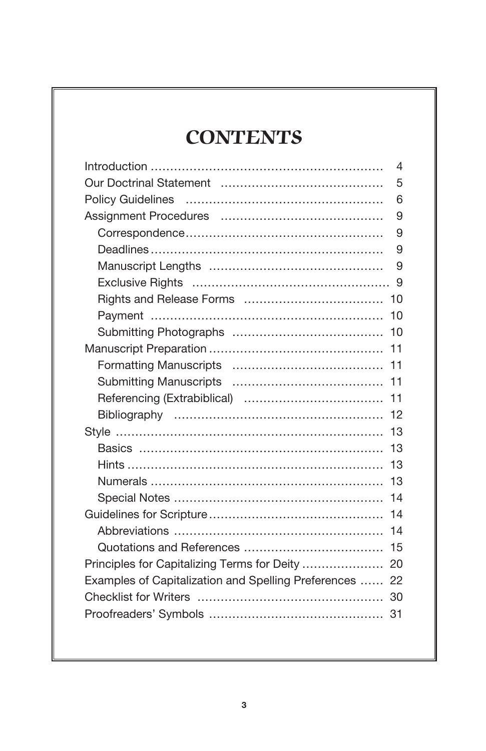# CONTENTS

| | |
|---|---|
| Introduction | 4 |
| Our Doctrinal Statement | 5 |
| Policy Guidelines | 6 |
| Assignment Procedures | 9 |
| &nbsp;&nbsp;&nbsp;&nbsp;Correspondence | 9 |
| &nbsp;&nbsp;&nbsp;&nbsp;Deadlines | 9 |
| &nbsp;&nbsp;&nbsp;&nbsp;Manuscript Lengths | 9 |
| &nbsp;&nbsp;&nbsp;&nbsp;Exclusive Rights | 9 |
| &nbsp;&nbsp;&nbsp;&nbsp;Rights and Release Forms | 10 |
| &nbsp;&nbsp;&nbsp;&nbsp;Payment | 10 |
| &nbsp;&nbsp;&nbsp;&nbsp;Submitting Photographs | 10 |
| Manuscript Preparation | 11 |
| &nbsp;&nbsp;&nbsp;&nbsp;Formatting Manuscripts | 11 |
| &nbsp;&nbsp;&nbsp;&nbsp;Submitting Manuscripts | 11 |
| &nbsp;&nbsp;&nbsp;&nbsp;Referencing (Extrabiblical) | 11 |
| &nbsp;&nbsp;&nbsp;&nbsp;Bibliography | 12 |
| Style | 13 |
| &nbsp;&nbsp;&nbsp;&nbsp;Basics | 13 |
| &nbsp;&nbsp;&nbsp;&nbsp;Hints | 13 |
| &nbsp;&nbsp;&nbsp;&nbsp;Numerals | 13 |
| &nbsp;&nbsp;&nbsp;&nbsp;Special Notes | 14 |
| Guidelines for Scripture | 14 |
| &nbsp;&nbsp;&nbsp;&nbsp;Abbreviations | 14 |
| &nbsp;&nbsp;&nbsp;&nbsp;Quotations and References | 15 |
| Principles for Capitalizing Terms for Deity | 20 |
| Examples of Capitalization and Spelling Preferences | 22 |
| Checklist for Writers | 30 |
| Proofreaders' Symbols | 31 |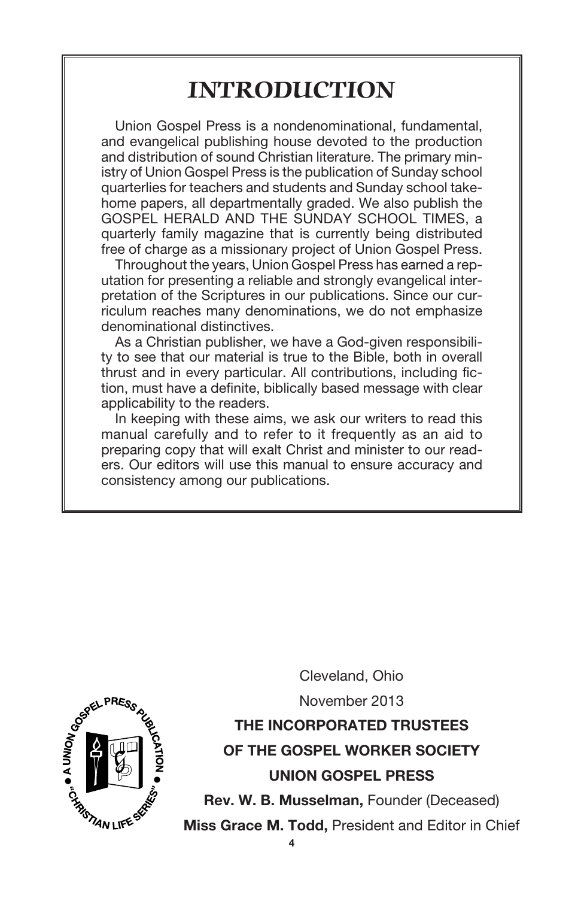# INTRODUCTION

Union Gospel Press is a nondenominational, fundamental, and evangelical publishing house devoted to the production and distribution of sound Christian literature. The primary ministry of Union Gospel Press is the publication of Sunday school quarterlies for teachers and students and Sunday school take-home papers, all departmentally graded. We also publish the GOSPEL HERALD AND THE SUNDAY SCHOOL TIMES, a quarterly family magazine that is currently being distributed free of charge as a missionary project of Union Gospel Press.

Throughout the years, Union Gospel Press has earned a reputation for presenting a reliable and strongly evangelical interpretation of the Scriptures in our publications. Since our curriculum reaches many denominations, we do not emphasize denominational distinctives.

As a Christian publisher, we have a God-given responsibility to see that our material is true to the Bible, both in overall thrust and in every particular. All contributions, including fiction, must have a definite, biblically based message with clear applicability to the readers.

In keeping with these aims, we ask our writers to read this manual carefully and to refer to it frequently as an aid to preparing copy that will exalt Christ and minister to our readers. Our editors will use this manual to ensure accuracy and consistency among our publications.

Cleveland, Ohio

November 2013

**THE INCORPORATED TRUSTEES**

**OF THE GOSPEL WORKER SOCIETY**

**UNION GOSPEL PRESS**

**Rev. W. B. Musselman,** Founder (Deceased)

**Miss Grace M. Todd,** President and Editor in Chief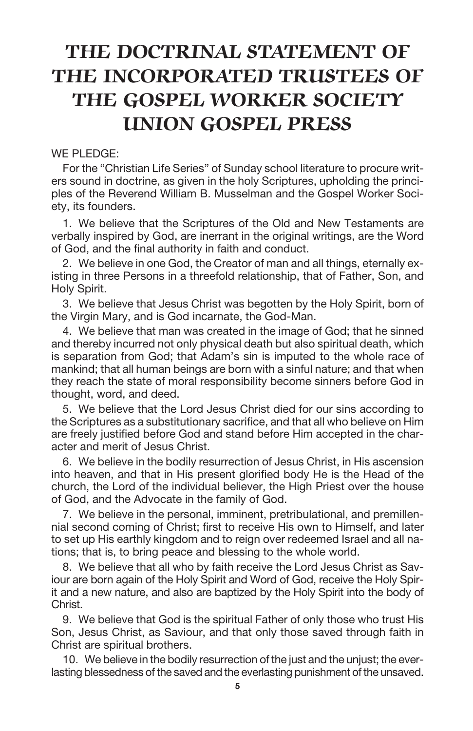# THE DOCTRINAL STATEMENT OF THE INCORPORATED TRUSTEES OF THE GOSPEL WORKER SOCIETY UNION GOSPEL PRESS

WE PLEDGE:

For the "Christian Life Series" of Sunday school literature to procure writers sound in doctrine, as given in the holy Scriptures, upholding the principles of the Reverend William B. Musselman and the Gospel Worker Society, its founders.

1. We believe that the Scriptures of the Old and New Testaments are verbally inspired by God, are inerrant in the original writings, are the Word of God, and the final authority in faith and conduct.

2. We believe in one God, the Creator of man and all things, eternally existing in three Persons in a threefold relationship, that of Father, Son, and Holy Spirit.

3. We believe that Jesus Christ was begotten by the Holy Spirit, born of the Virgin Mary, and is God incarnate, the God-Man.

4. We believe that man was created in the image of God; that he sinned and thereby incurred not only physical death but also spiritual death, which is separation from God; that Adam's sin is imputed to the whole race of mankind; that all human beings are born with a sinful nature; and that when they reach the state of moral responsibility become sinners before God in thought, word, and deed.

5. We believe that the Lord Jesus Christ died for our sins according to the Scriptures as a substitutionary sacrifice, and that all who believe on Him are freely justified before God and stand before Him accepted in the character and merit of Jesus Christ.

6. We believe in the bodily resurrection of Jesus Christ, in His ascension into heaven, and that in His present glorified body He is the Head of the church, the Lord of the individual believer, the High Priest over the house of God, and the Advocate in the family of God.

7. We believe in the personal, imminent, pretribulational, and premillennial second coming of Christ; first to receive His own to Himself, and later to set up His earthly kingdom and to reign over redeemed Israel and all nations; that is, to bring peace and blessing to the whole world.

8. We believe that all who by faith receive the Lord Jesus Christ as Saviour are born again of the Holy Spirit and Word of God, receive the Holy Spirit and a new nature, and also are baptized by the Holy Spirit into the body of Christ.

9. We believe that God is the spiritual Father of only those who trust His Son, Jesus Christ, as Saviour, and that only those saved through faith in Christ are spiritual brothers.

10. We believe in the bodily resurrection of the just and the unjust; the everlasting blessedness of the saved and the everlasting punishment of the unsaved.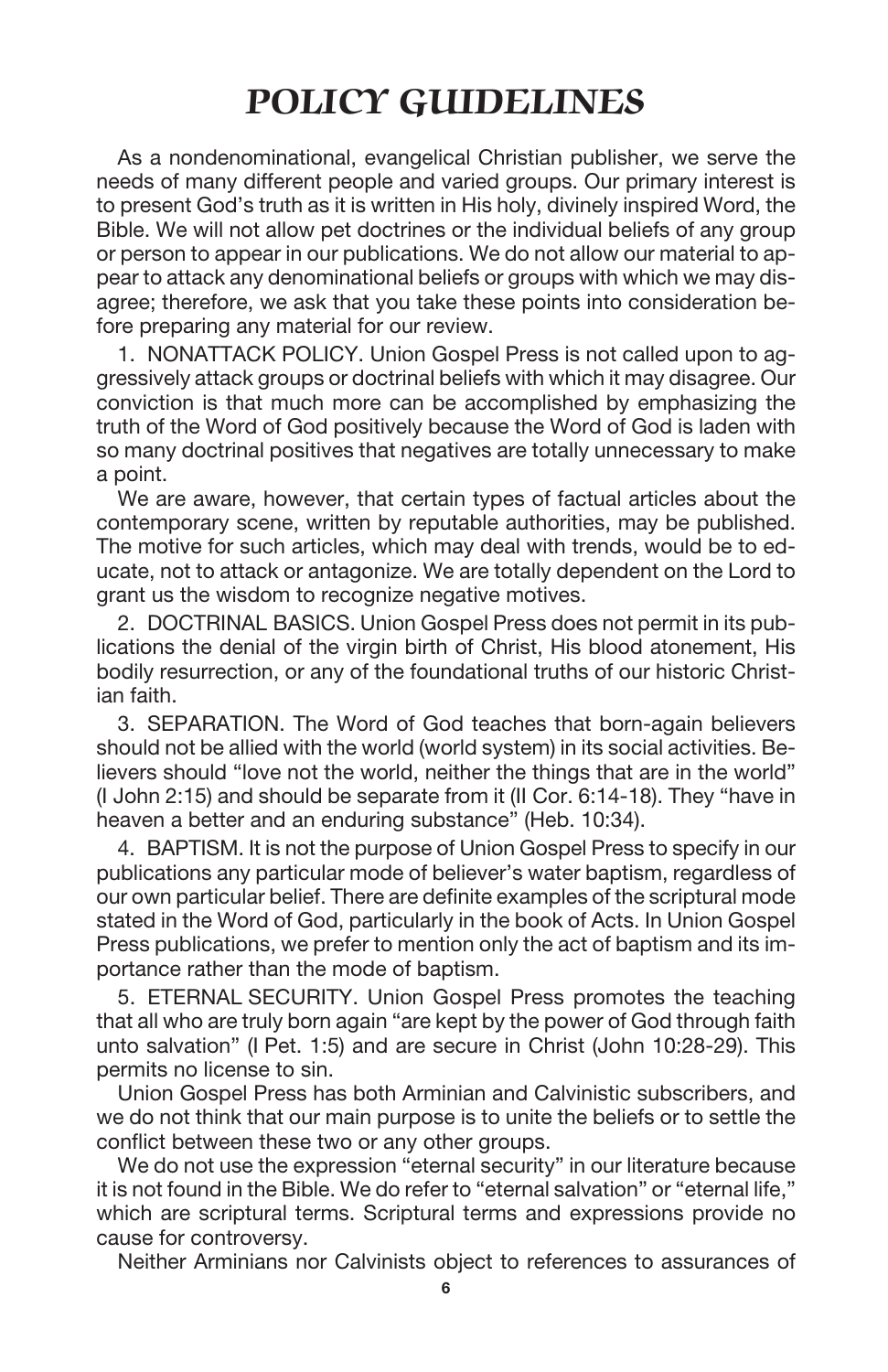# POLICY GUIDELINES

As a nondenominational, evangelical Christian publisher, we serve the needs of many different people and varied groups. Our primary interest is to present God's truth as it is written in His holy, divinely inspired Word, the Bible. We will not allow pet doctrines or the individual beliefs of any group or person to appear in our publications. We do not allow our material to appear to attack any denominational beliefs or groups with which we may disagree; therefore, we ask that you take these points into consideration before preparing any material for our review.

1. NONATTACK POLICY. Union Gospel Press is not called upon to aggressively attack groups or doctrinal beliefs with which it may disagree. Our conviction is that much more can be accomplished by emphasizing the truth of the Word of God positively because the Word of God is laden with so many doctrinal positives that negatives are totally unnecessary to make a point.

We are aware, however, that certain types of factual articles about the contemporary scene, written by reputable authorities, may be published. The motive for such articles, which may deal with trends, would be to educate, not to attack or antagonize. We are totally dependent on the Lord to grant us the wisdom to recognize negative motives.

2. DOCTRINAL BASICS. Union Gospel Press does not permit in its publications the denial of the virgin birth of Christ, His blood atonement, His bodily resurrection, or any of the foundational truths of our historic Christian faith.

3. SEPARATION. The Word of God teaches that born-again believers should not be allied with the world (world system) in its social activities. Believers should "love not the world, neither the things that are in the world" (I John 2:15) and should be separate from it (II Cor. 6:14-18). They "have in heaven a better and an enduring substance" (Heb. 10:34).

4. BAPTISM. It is not the purpose of Union Gospel Press to specify in our publications any particular mode of believer's water baptism, regardless of our own particular belief. There are definite examples of the scriptural mode stated in the Word of God, particularly in the book of Acts. In Union Gospel Press publications, we prefer to mention only the act of baptism and its importance rather than the mode of baptism.

5. ETERNAL SECURITY. Union Gospel Press promotes the teaching that all who are truly born again "are kept by the power of God through faith unto salvation" (I Pet. 1:5) and are secure in Christ (John 10:28-29). This permits no license to sin.

Union Gospel Press has both Arminian and Calvinistic subscribers, and we do not think that our main purpose is to unite the beliefs or to settle the conflict between these two or any other groups.

We do not use the expression "eternal security" in our literature because it is not found in the Bible. We do refer to "eternal salvation" or "eternal life," which are scriptural terms. Scriptural terms and expressions provide no cause for controversy.

Neither Arminians nor Calvinists object to references to assurances of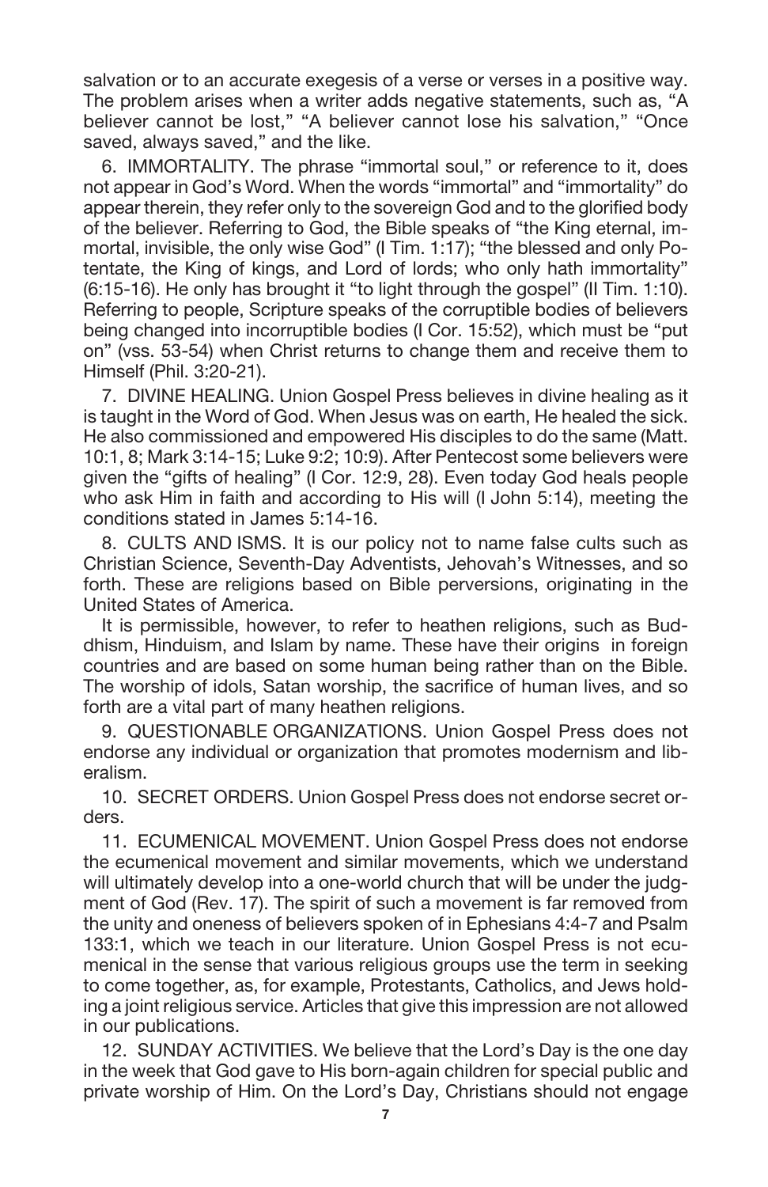salvation or to an accurate exegesis of a verse or verses in a positive way. The problem arises when a writer adds negative statements, such as, "A believer cannot be lost," "A believer cannot lose his salvation," "Once saved, always saved," and the like.

6. IMMORTALITY. The phrase "immortal soul," or reference to it, does not appear in God's Word. When the words "immortal" and "immortality" do appear therein, they refer only to the sovereign God and to the glorified body of the believer. Referring to God, the Bible speaks of "the King eternal, immortal, invisible, the only wise God" (I Tim. 1:17); "the blessed and only Potentate, the King of kings, and Lord of lords; who only hath immortality" (6:15-16). He only has brought it "to light through the gospel" (II Tim. 1:10). Referring to people, Scripture speaks of the corruptible bodies of believers being changed into incorruptible bodies (I Cor. 15:52), which must be "put on" (vss. 53-54) when Christ returns to change them and receive them to Himself (Phil. 3:20-21).

7. DIVINE HEALING. Union Gospel Press believes in divine healing as it is taught in the Word of God. When Jesus was on earth, He healed the sick. He also commissioned and empowered His disciples to do the same (Matt. 10:1, 8; Mark 3:14-15; Luke 9:2; 10:9). After Pentecost some believers were given the "gifts of healing" (I Cor. 12:9, 28). Even today God heals people who ask Him in faith and according to His will (I John 5:14), meeting the conditions stated in James 5:14-16.

8. CULTS AND ISMS. It is our policy not to name false cults such as Christian Science, Seventh-Day Adventists, Jehovah's Witnesses, and so forth. These are religions based on Bible perversions, originating in the United States of America.

It is permissible, however, to refer to heathen religions, such as Buddhism, Hinduism, and Islam by name. These have their origins in foreign countries and are based on some human being rather than on the Bible. The worship of idols, Satan worship, the sacrifice of human lives, and so forth are a vital part of many heathen religions.

9. QUESTIONABLE ORGANIZATIONS. Union Gospel Press does not endorse any individual or organization that promotes modernism and liberalism.

10. SECRET ORDERS. Union Gospel Press does not endorse secret orders.

11. ECUMENICAL MOVEMENT. Union Gospel Press does not endorse the ecumenical movement and similar movements, which we understand will ultimately develop into a one-world church that will be under the judgment of God (Rev. 17). The spirit of such a movement is far removed from the unity and oneness of believers spoken of in Ephesians 4:4-7 and Psalm 133:1, which we teach in our literature. Union Gospel Press is not ecumenical in the sense that various religious groups use the term in seeking to come together, as, for example, Protestants, Catholics, and Jews holding a joint religious service. Articles that give this impression are not allowed in our publications.

12. SUNDAY ACTIVITIES. We believe that the Lord's Day is the one day in the week that God gave to His born-again children for special public and private worship of Him. On the Lord's Day, Christians should not engage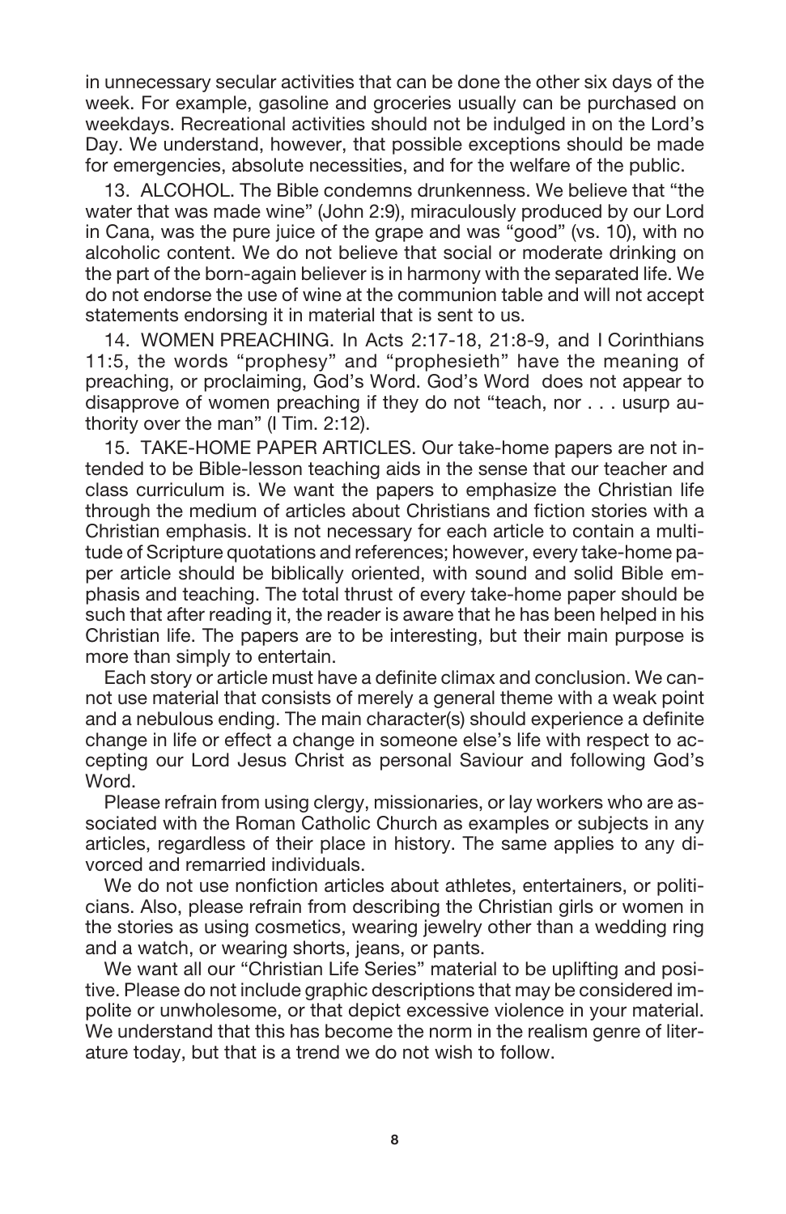in unnecessary secular activities that can be done the other six days of the week. For example, gasoline and groceries usually can be purchased on weekdays. Recreational activities should not be indulged in on the Lord's Day. We understand, however, that possible exceptions should be made for emergencies, absolute necessities, and for the welfare of the public.

13. ALCOHOL. The Bible condemns drunkenness. We believe that "the water that was made wine" (John 2:9), miraculously produced by our Lord in Cana, was the pure juice of the grape and was "good" (vs. 10), with no alcoholic content. We do not believe that social or moderate drinking on the part of the born-again believer is in harmony with the separated life. We do not endorse the use of wine at the communion table and will not accept statements endorsing it in material that is sent to us.

14. WOMEN PREACHING. In Acts 2:17-18, 21:8-9, and I Corinthians 11:5, the words "prophesy" and "prophesieth" have the meaning of preaching, or proclaiming, God's Word. God's Word does not appear to disapprove of women preaching if they do not "teach, nor . . . usurp authority over the man" (I Tim. 2:12).

15. TAKE-HOME PAPER ARTICLES. Our take-home papers are not intended to be Bible-lesson teaching aids in the sense that our teacher and class curriculum is. We want the papers to emphasize the Christian life through the medium of articles about Christians and fiction stories with a Christian emphasis. It is not necessary for each article to contain a multitude of Scripture quotations and references; however, every take-home paper article should be biblically oriented, with sound and solid Bible emphasis and teaching. The total thrust of every take-home paper should be such that after reading it, the reader is aware that he has been helped in his Christian life. The papers are to be interesting, but their main purpose is more than simply to entertain.

Each story or article must have a definite climax and conclusion. We cannot use material that consists of merely a general theme with a weak point and a nebulous ending. The main character(s) should experience a definite change in life or effect a change in someone else's life with respect to accepting our Lord Jesus Christ as personal Saviour and following God's Word.

Please refrain from using clergy, missionaries, or lay workers who are associated with the Roman Catholic Church as examples or subjects in any articles, regardless of their place in history. The same applies to any divorced and remarried individuals.

We do not use nonfiction articles about athletes, entertainers, or politicians. Also, please refrain from describing the Christian girls or women in the stories as using cosmetics, wearing jewelry other than a wedding ring and a watch, or wearing shorts, jeans, or pants.

We want all our "Christian Life Series" material to be uplifting and positive. Please do not include graphic descriptions that may be considered impolite or unwholesome, or that depict excessive violence in your material. We understand that this has become the norm in the realism genre of literature today, but that is a trend we do not wish to follow.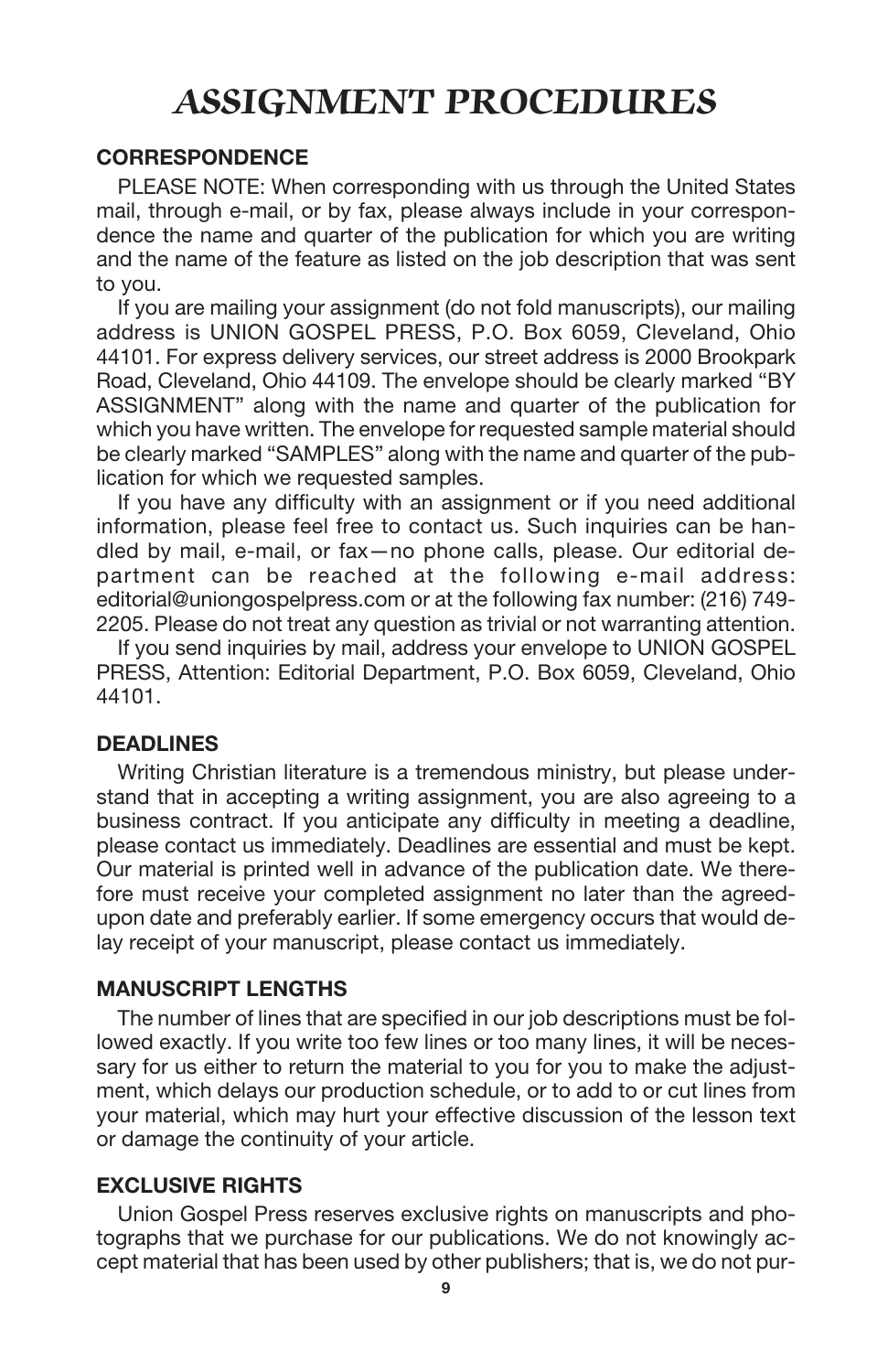# *ASSIGNMENT PROCEDURES*

## CORRESPONDENCE

PLEASE NOTE: When corresponding with us through the United States mail, through e-mail, or by fax, please always include in your correspondence the name and quarter of the publication for which you are writing and the name of the feature as listed on the job description that was sent to you.

If you are mailing your assignment (do not fold manuscripts), our mailing address is UNION GOSPEL PRESS, P.O. Box 6059, Cleveland, Ohio 44101. For express delivery services, our street address is 2000 Brookpark Road, Cleveland, Ohio 44109. The envelope should be clearly marked "BY ASSIGNMENT" along with the name and quarter of the publication for which you have written. The envelope for requested sample material should be clearly marked "SAMPLES" along with the name and quarter of the publication for which we requested samples.

If you have any difficulty with an assignment or if you need additional information, please feel free to contact us. Such inquiries can be handled by mail, e-mail, or fax—no phone calls, please. Our editorial department can be reached at the following e-mail address: editorial@uniongospelpress.com or at the following fax number: (216) 749-2205. Please do not treat any question as trivial or not warranting attention.

If you send inquiries by mail, address your envelope to UNION GOSPEL PRESS, Attention: Editorial Department, P.O. Box 6059, Cleveland, Ohio 44101.

## DEADLINES

Writing Christian literature is a tremendous ministry, but please understand that in accepting a writing assignment, you are also agreeing to a business contract. If you anticipate any difficulty in meeting a deadline, please contact us immediately. Deadlines are essential and must be kept. Our material is printed well in advance of the publication date. We therefore must receive your completed assignment no later than the agreed-upon date and preferably earlier. If some emergency occurs that would delay receipt of your manuscript, please contact us immediately.

## MANUSCRIPT LENGTHS

The number of lines that are specified in our job descriptions must be followed exactly. If you write too few lines or too many lines, it will be necessary for us either to return the material to you for you to make the adjustment, which delays our production schedule, or to add to or cut lines from your material, which may hurt your effective discussion of the lesson text or damage the continuity of your article.

## EXCLUSIVE RIGHTS

Union Gospel Press reserves exclusive rights on manuscripts and photographs that we purchase for our publications. We do not knowingly accept material that has been used by other publishers; that is, we do not pur-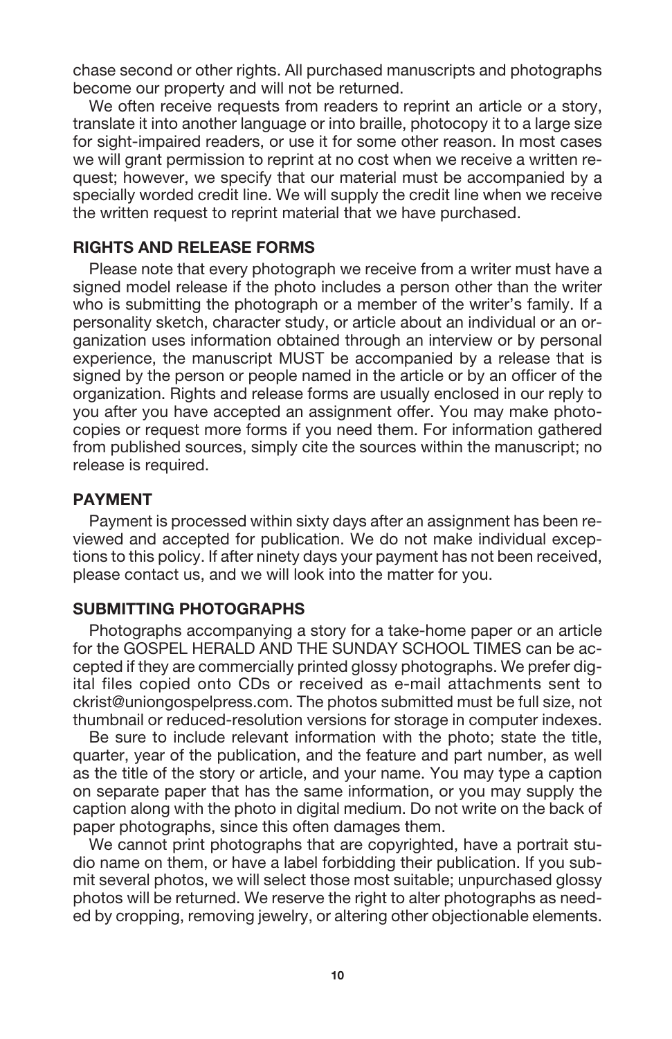chase second or other rights. All purchased manuscripts and photographs become our property and will not be returned.

We often receive requests from readers to reprint an article or a story, translate it into another language or into braille, photocopy it to a large size for sight-impaired readers, or use it for some other reason. In most cases we will grant permission to reprint at no cost when we receive a written request; however, we specify that our material must be accompanied by a specially worded credit line. We will supply the credit line when we receive the written request to reprint material that we have purchased.

## RIGHTS AND RELEASE FORMS

Please note that every photograph we receive from a writer must have a signed model release if the photo includes a person other than the writer who is submitting the photograph or a member of the writer's family. If a personality sketch, character study, or article about an individual or an organization uses information obtained through an interview or by personal experience, the manuscript MUST be accompanied by a release that is signed by the person or people named in the article or by an officer of the organization. Rights and release forms are usually enclosed in our reply to you after you have accepted an assignment offer. You may make photocopies or request more forms if you need them. For information gathered from published sources, simply cite the sources within the manuscript; no release is required.

## PAYMENT

Payment is processed within sixty days after an assignment has been reviewed and accepted for publication. We do not make individual exceptions to this policy. If after ninety days your payment has not been received, please contact us, and we will look into the matter for you.

## SUBMITTING PHOTOGRAPHS

Photographs accompanying a story for a take-home paper or an article for the GOSPEL HERALD AND THE SUNDAY SCHOOL TIMES can be accepted if they are commercially printed glossy photographs. We prefer digital files copied onto CDs or received as e-mail attachments sent to ckrist@uniongospelpress.com. The photos submitted must be full size, not thumbnail or reduced-resolution versions for storage in computer indexes.

Be sure to include relevant information with the photo; state the title, quarter, year of the publication, and the feature and part number, as well as the title of the story or article, and your name. You may type a caption on separate paper that has the same information, or you may supply the caption along with the photo in digital medium. Do not write on the back of paper photographs, since this often damages them.

We cannot print photographs that are copyrighted, have a portrait studio name on them, or have a label forbidding their publication. If you submit several photos, we will select those most suitable; unpurchased glossy photos will be returned. We reserve the right to alter photographs as needed by cropping, removing jewelry, or altering other objectionable elements.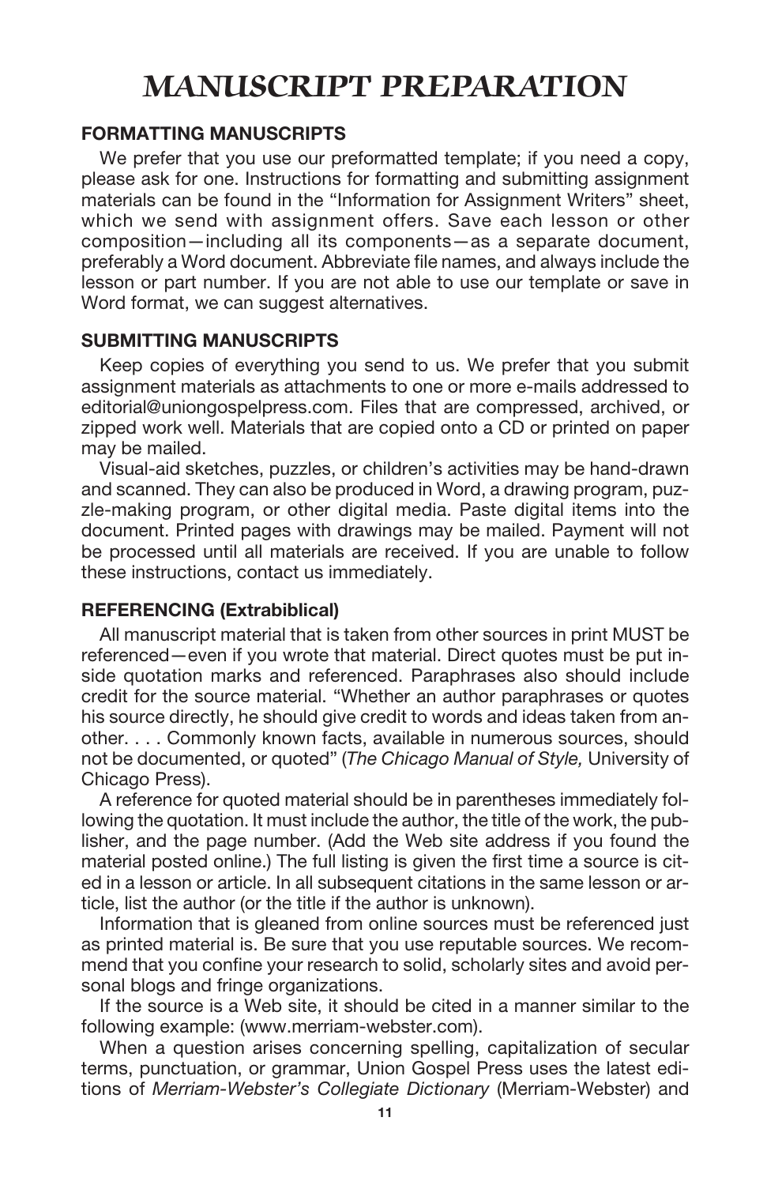# MANUSCRIPT PREPARATION

## FORMATTING MANUSCRIPTS

We prefer that you use our preformatted template; if you need a copy, please ask for one. Instructions for formatting and submitting assignment materials can be found in the "Information for Assignment Writers" sheet, which we send with assignment offers. Save each lesson or other composition—including all its components—as a separate document, preferably a Word document. Abbreviate file names, and always include the lesson or part number. If you are not able to use our template or save in Word format, we can suggest alternatives.

## SUBMITTING MANUSCRIPTS

Keep copies of everything you send to us. We prefer that you submit assignment materials as attachments to one or more e-mails addressed to editorial@uniongospelpress.com. Files that are compressed, archived, or zipped work well. Materials that are copied onto a CD or printed on paper may be mailed.

Visual-aid sketches, puzzles, or children's activities may be hand-drawn and scanned. They can also be produced in Word, a drawing program, puzzle-making program, or other digital media. Paste digital items into the document. Printed pages with drawings may be mailed. Payment will not be processed until all materials are received. If you are unable to follow these instructions, contact us immediately.

## REFERENCING (Extrabiblical)

All manuscript material that is taken from other sources in print MUST be referenced—even if you wrote that material. Direct quotes must be put inside quotation marks and referenced. Paraphrases also should include credit for the source material. "Whether an author paraphrases or quotes his source directly, he should give credit to words and ideas taken from another. . . . Commonly known facts, available in numerous sources, should not be documented, or quoted" (*The Chicago Manual of Style,* University of Chicago Press).

A reference for quoted material should be in parentheses immediately following the quotation. It must include the author, the title of the work, the publisher, and the page number. (Add the Web site address if you found the material posted online.) The full listing is given the first time a source is cited in a lesson or article. In all subsequent citations in the same lesson or article, list the author (or the title if the author is unknown).

Information that is gleaned from online sources must be referenced just as printed material is. Be sure that you use reputable sources. We recommend that you confine your research to solid, scholarly sites and avoid personal blogs and fringe organizations.

If the source is a Web site, it should be cited in a manner similar to the following example: (www.merriam-webster.com).

When a question arises concerning spelling, capitalization of secular terms, punctuation, or grammar, Union Gospel Press uses the latest editions of *Merriam-Webster's Collegiate Dictionary* (Merriam-Webster) and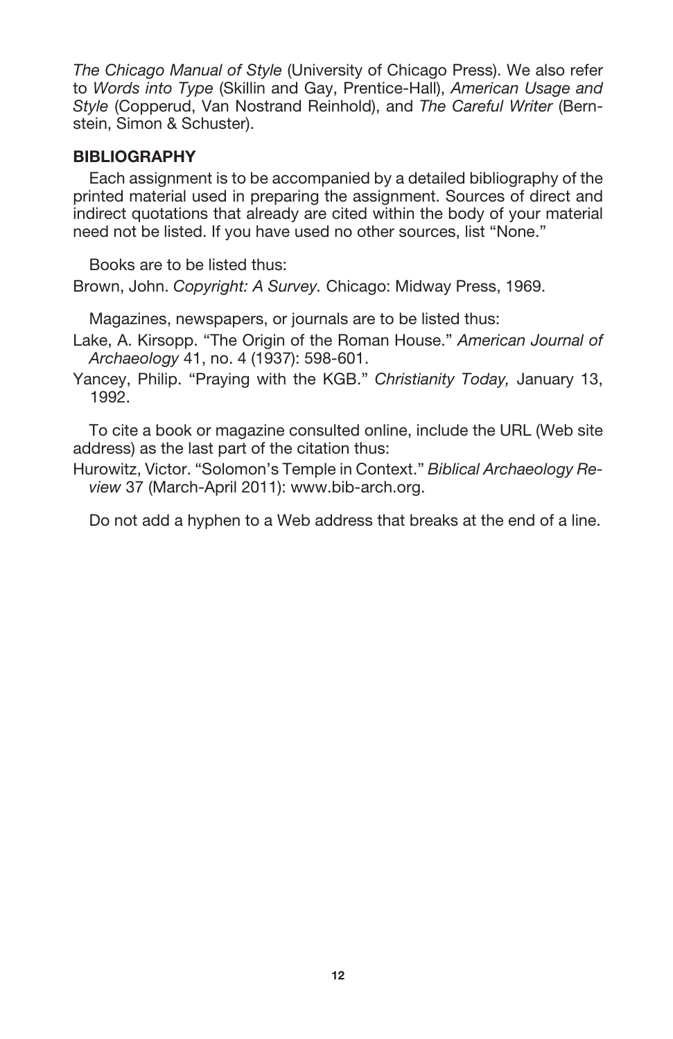*The Chicago Manual of Style* (University of Chicago Press). We also refer to *Words into Type* (Skillin and Gay, Prentice-Hall), *American Usage and Style* (Copperud, Van Nostrand Reinhold), and *The Careful Writer* (Bernstein, Simon & Schuster).

## BIBLIOGRAPHY

Each assignment is to be accompanied by a detailed bibliography of the printed material used in preparing the assignment. Sources of direct and indirect quotations that already are cited within the body of your material need not be listed. If you have used no other sources, list "None."

Books are to be listed thus:

Brown, John. *Copyright: A Survey.* Chicago: Midway Press, 1969.

Magazines, newspapers, or journals are to be listed thus:

Lake, A. Kirsopp. "The Origin of the Roman House." *American Journal of Archaeology* 41, no. 4 (1937): 598-601.

Yancey, Philip. "Praying with the KGB." *Christianity Today,* January 13, 1992.

To cite a book or magazine consulted online, include the URL (Web site address) as the last part of the citation thus:

Hurowitz, Victor. "Solomon's Temple in Context." *Biblical Archaeology Review* 37 (March-April 2011): www.bib-arch.org.

Do not add a hyphen to a Web address that breaks at the end of a line.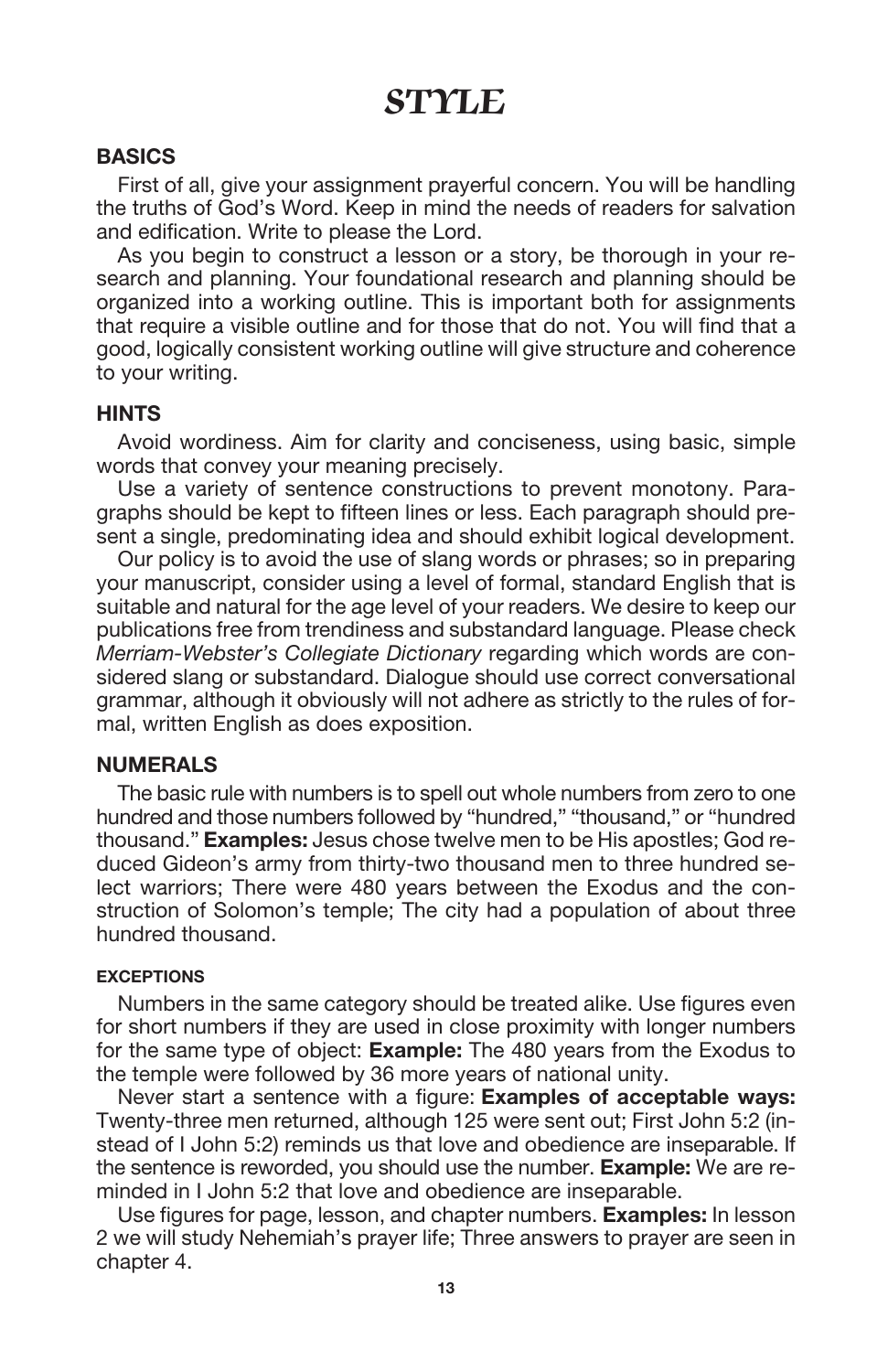# *STYLE*

## BASICS

First of all, give your assignment prayerful concern. You will be handling the truths of God's Word. Keep in mind the needs of readers for salvation and edification. Write to please the Lord.

As you begin to construct a lesson or a story, be thorough in your research and planning. Your foundational research and planning should be organized into a working outline. This is important both for assignments that require a visible outline and for those that do not. You will find that a good, logically consistent working outline will give structure and coherence to your writing.

## HINTS

Avoid wordiness. Aim for clarity and conciseness, using basic, simple words that convey your meaning precisely.

Use a variety of sentence constructions to prevent monotony. Paragraphs should be kept to fifteen lines or less. Each paragraph should present a single, predominating idea and should exhibit logical development.

Our policy is to avoid the use of slang words or phrases; so in preparing your manuscript, consider using a level of formal, standard English that is suitable and natural for the age level of your readers. We desire to keep our publications free from trendiness and substandard language. Please check *Merriam-Webster's Collegiate Dictionary* regarding which words are considered slang or substandard. Dialogue should use correct conversational grammar, although it obviously will not adhere as strictly to the rules of formal, written English as does exposition.

## NUMERALS

The basic rule with numbers is to spell out whole numbers from zero to one hundred and those numbers followed by "hundred," "thousand," or "hundred thousand." **Examples:** Jesus chose twelve men to be His apostles; God reduced Gideon's army from thirty-two thousand men to three hundred select warriors; There were 480 years between the Exodus and the construction of Solomon's temple; The city had a population of about three hundred thousand.

### EXCEPTIONS

Numbers in the same category should be treated alike. Use figures even for short numbers if they are used in close proximity with longer numbers for the same type of object: **Example:** The 480 years from the Exodus to the temple were followed by 36 more years of national unity.

Never start a sentence with a figure: **Examples of acceptable ways:** Twenty-three men returned, although 125 were sent out; First John 5:2 (instead of I John 5:2) reminds us that love and obedience are inseparable. If the sentence is reworded, you should use the number. **Example:** We are reminded in I John 5:2 that love and obedience are inseparable.

Use figures for page, lesson, and chapter numbers. **Examples:** In lesson 2 we will study Nehemiah's prayer life; Three answers to prayer are seen in chapter 4.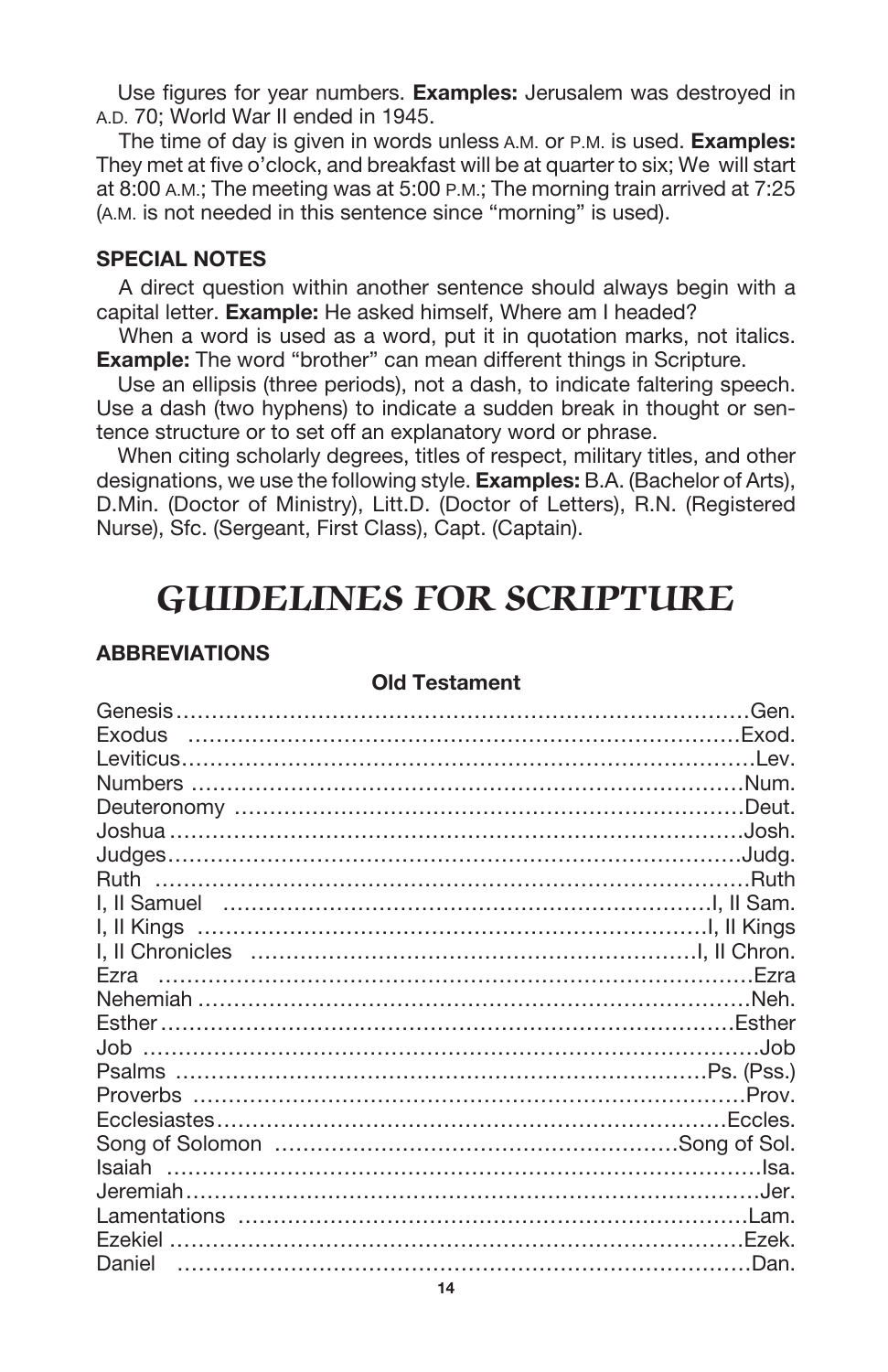Use figures for year numbers. **Examples:** Jerusalem was destroyed in A.D. 70; World War II ended in 1945.

The time of day is given in words unless A.M. or P.M. is used. **Examples:** They met at five o'clock, and breakfast will be at quarter to six; We will start at 8:00 A.M.; The meeting was at 5:00 P.M.; The morning train arrived at 7:25 (A.M. is not needed in this sentence since "morning" is used).

### SPECIAL NOTES

A direct question within another sentence should always begin with a capital letter. **Example:** He asked himself, Where am I headed?

When a word is used as a word, put it in quotation marks, not italics. **Example:** The word "brother" can mean different things in Scripture.

Use an ellipsis (three periods), not a dash, to indicate faltering speech. Use a dash (two hyphens) to indicate a sudden break in thought or sentence structure or to set off an explanatory word or phrase.

When citing scholarly degrees, titles of respect, military titles, and other designations, we use the following style. **Examples:** B.A. (Bachelor of Arts), D.Min. (Doctor of Ministry), Litt.D. (Doctor of Letters), R.N. (Registered Nurse), Sfc. (Sergeant, First Class), Capt. (Captain).

# *GUIDELINES FOR SCRIPTURE*

### ABBREVIATIONS

**Old Testament**

| Book | Abbreviation |
| --- | --- |
| Genesis | Gen. |
| Exodus | Exod. |
| Leviticus | Lev. |
| Numbers | Num. |
| Deuteronomy | Deut. |
| Joshua | Josh. |
| Judges | Judg. |
| Ruth | Ruth |
| I, II Samuel | I, II Sam. |
| I, II Kings | I, II Kings |
| I, II Chronicles | I, II Chron. |
| Ezra | Ezra |
| Nehemiah | Neh. |
| Esther | Esther |
| Job | Job |
| Psalms | Ps. (Pss.) |
| Proverbs | Prov. |
| Ecclesiastes | Eccles. |
| Song of Solomon | Song of Sol. |
| Isaiah | Isa. |
| Jeremiah | Jer. |
| Lamentations | Lam. |
| Ezekiel | Ezek. |
| Daniel | Dan. |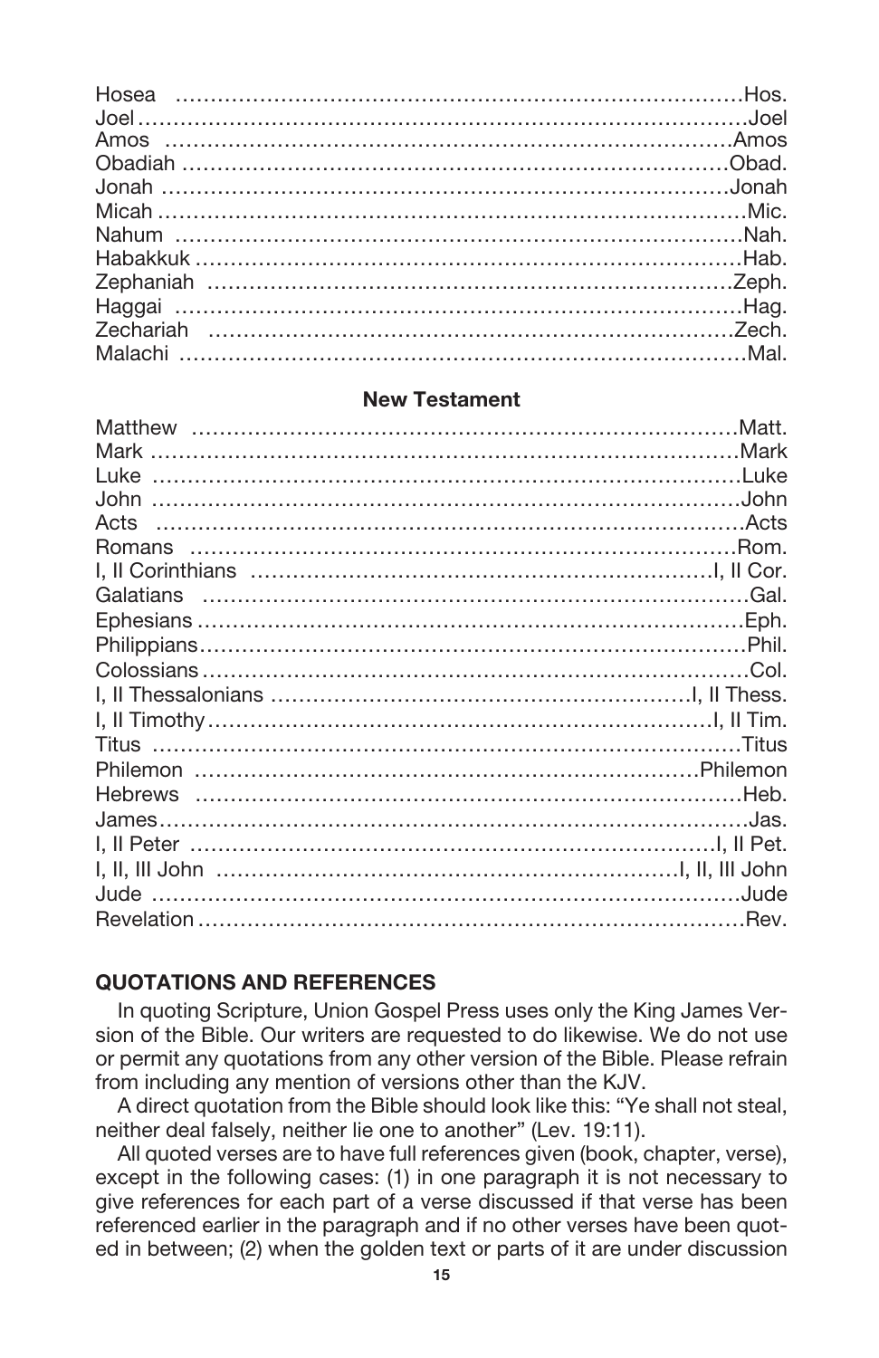Hosea .......................................................................................Hos.
Joel ...........................................................................................Joel
Amos .........................................................................................Amos
Obadiah ....................................................................................Obad.
Jonah ........................................................................................Jonah
Micah ..........................................................................................Mic.
Nahum ........................................................................................Nah.
Habakkuk ....................................................................................Hab.
Zephaniah .................................................................................Zeph.
Haggai ........................................................................................Hag.
Zechariah ..................................................................................Zech.
Malachi .......................................................................................Mal.

**New Testament**

Matthew .....................................................................................Matt.
Mark ...........................................................................................Mark
Luke ...........................................................................................Luke
John ...........................................................................................John
Acts ...........................................................................................Acts
Romans ......................................................................................Rom.
I, II Corinthians .......................................................................I, II Cor.
Galatians ....................................................................................Gal.
Ephesians ...................................................................................Eph.
Philippians ..................................................................................Phil.
Colossians ...................................................................................Col.
I, II Thessalonians ................................................................I, II Thess.
I, II Timothy ...........................................................................I, II Tim.
Titus ...........................................................................................Titus
Philemon ..............................................................................Philemon
Hebrews ......................................................................................Heb.
James ..........................................................................................Jas.
I, II Peter ...............................................................................I, II Pet.
I, II, III John .....................................................................I, II, III John
Jude ...........................................................................................Jude
Revelation ...................................................................................Rev.

## QUOTATIONS AND REFERENCES

In quoting Scripture, Union Gospel Press uses only the King James Version of the Bible. Our writers are requested to do likewise. We do not use or permit any quotations from any other version of the Bible. Please refrain from including any mention of versions other than the KJV.

A direct quotation from the Bible should look like this: "Ye shall not steal, neither deal falsely, neither lie one to another" (Lev. 19:11).

All quoted verses are to have full references given (book, chapter, verse), except in the following cases: (1) in one paragraph it is not necessary to give references for each part of a verse discussed if that verse has been referenced earlier in the paragraph and if no other verses have been quoted in between; (2) when the golden text or parts of it are under discussion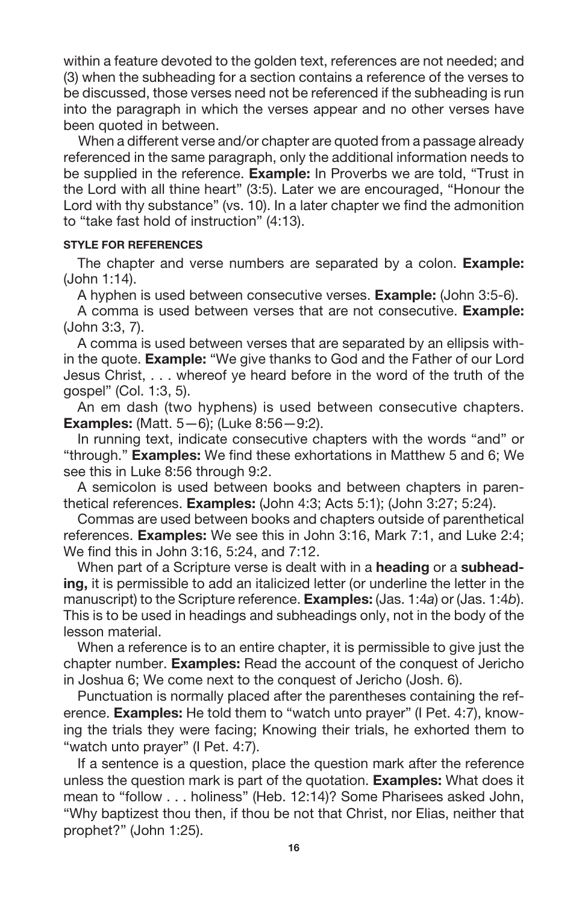within a feature devoted to the golden text, references are not needed; and (3) when the subheading for a section contains a reference of the verses to be discussed, those verses need not be referenced if the subheading is run into the paragraph in which the verses appear and no other verses have been quoted in between.

When a different verse and/or chapter are quoted from a passage already referenced in the same paragraph, only the additional information needs to be supplied in the reference. **Example:** In Proverbs we are told, "Trust in the Lord with all thine heart" (3:5). Later we are encouraged, "Honour the Lord with thy substance" (vs. 10). In a later chapter we find the admonition to "take fast hold of instruction" (4:13).

#### STYLE FOR REFERENCES

The chapter and verse numbers are separated by a colon. **Example:** (John 1:14).

A hyphen is used between consecutive verses. **Example:** (John 3:5-6).

A comma is used between verses that are not consecutive. **Example:** (John 3:3, 7).

A comma is used between verses that are separated by an ellipsis within the quote. **Example:** "We give thanks to God and the Father of our Lord Jesus Christ, . . . whereof ye heard before in the word of the truth of the gospel" (Col. 1:3, 5).

An em dash (two hyphens) is used between consecutive chapters. **Examples:** (Matt. 5—6); (Luke 8:56—9:2).

In running text, indicate consecutive chapters with the words "and" or "through." **Examples:** We find these exhortations in Matthew 5 and 6; We see this in Luke 8:56 through 9:2.

A semicolon is used between books and between chapters in parenthetical references. **Examples:** (John 4:3; Acts 5:1); (John 3:27; 5:24).

Commas are used between books and chapters outside of parenthetical references. **Examples:** We see this in John 3:16, Mark 7:1, and Luke 2:4; We find this in John 3:16, 5:24, and 7:12.

When part of a Scripture verse is dealt with in a **heading** or a **subheading,** it is permissible to add an italicized letter (or underline the letter in the manuscript) to the Scripture reference. **Examples:** (Jas. 1:4*a*) or (Jas. 1:4*b*). This is to be used in headings and subheadings only, not in the body of the lesson material.

When a reference is to an entire chapter, it is permissible to give just the chapter number. **Examples:** Read the account of the conquest of Jericho in Joshua 6; We come next to the conquest of Jericho (Josh. 6).

Punctuation is normally placed after the parentheses containing the reference. **Examples:** He told them to "watch unto prayer" (I Pet. 4:7), knowing the trials they were facing; Knowing their trials, he exhorted them to "watch unto prayer" (I Pet. 4:7).

If a sentence is a question, place the question mark after the reference unless the question mark is part of the quotation. **Examples:** What does it mean to "follow . . . holiness" (Heb. 12:14)? Some Pharisees asked John, "Why baptizest thou then, if thou be not that Christ, nor Elias, neither that prophet?" (John 1:25).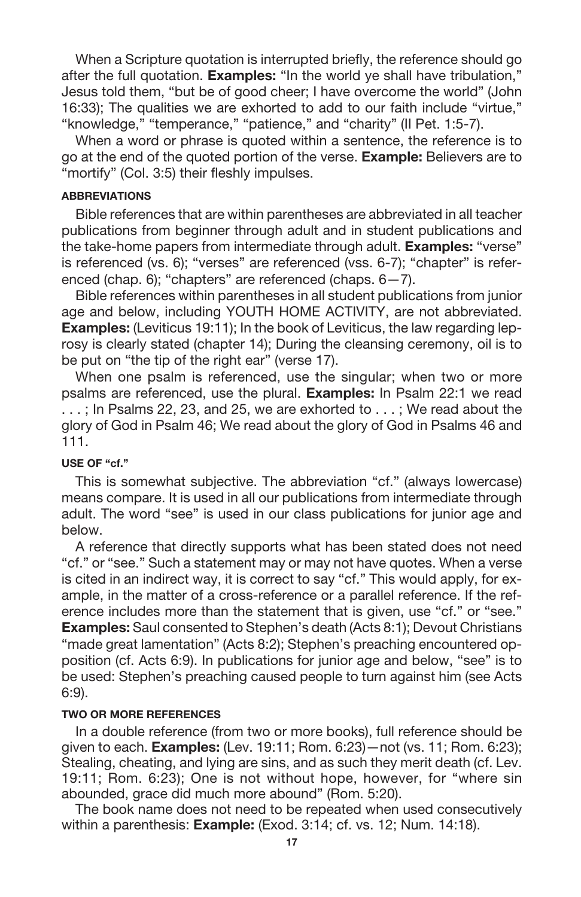When a Scripture quotation is interrupted briefly, the reference should go after the full quotation. **Examples:** “In the world ye shall have tribulation,” Jesus told them, “but be of good cheer; I have overcome the world” (John 16:33); The qualities we are exhorted to add to our faith include “virtue,” “knowledge,” “temperance,” “patience,” and “charity” (II Pet. 1:5-7).

When a word or phrase is quoted within a sentence, the reference is to go at the end of the quoted portion of the verse. **Example:** Believers are to “mortify” (Col. 3:5) their fleshly impulses.

#### ABBREVIATIONS

Bible references that are within parentheses are abbreviated in all teacher publications from beginner through adult and in student publications and the take-home papers from intermediate through adult. **Examples:** “verse” is referenced (vs. 6); “verses” are referenced (vss. 6-7); “chapter” is referenced (chap. 6); “chapters” are referenced (chaps. 6—7).

Bible references within parentheses in all student publications from junior age and below, including YOUTH HOME ACTIVITY, are not abbreviated. **Examples:** (Leviticus 19:11); In the book of Leviticus, the law regarding leprosy is clearly stated (chapter 14); During the cleansing ceremony, oil is to be put on “the tip of the right ear” (verse 17).

When one psalm is referenced, use the singular; when two or more psalms are referenced, use the plural. **Examples:** In Psalm 22:1 we read . . . ; In Psalms 22, 23, and 25, we are exhorted to . . . ; We read about the glory of God in Psalm 46; We read about the glory of God in Psalms 46 and 111.

#### USE OF “cf.”

This is somewhat subjective. The abbreviation “cf.” (always lowercase) means compare. It is used in all our publications from intermediate through adult. The word “see” is used in our class publications for junior age and below.

A reference that directly supports what has been stated does not need “cf.” or “see.” Such a statement may or may not have quotes. When a verse is cited in an indirect way, it is correct to say “cf.” This would apply, for example, in the matter of a cross-reference or a parallel reference. If the reference includes more than the statement that is given, use “cf.” or “see.” **Examples:** Saul consented to Stephen’s death (Acts 8:1); Devout Christians “made great lamentation” (Acts 8:2); Stephen’s preaching encountered opposition (cf. Acts 6:9). In publications for junior age and below, “see” is to be used: Stephen’s preaching caused people to turn against him (see Acts 6:9).

#### TWO OR MORE REFERENCES

In a double reference (from two or more books), full reference should be given to each. **Examples:** (Lev. 19:11; Rom. 6:23)—not (vs. 11; Rom. 6:23); Stealing, cheating, and lying are sins, and as such they merit death (cf. Lev. 19:11; Rom. 6:23); One is not without hope, however, for “where sin abounded, grace did much more abound” (Rom. 5:20).

The book name does not need to be repeated when used consecutively within a parenthesis: **Example:** (Exod. 3:14; cf. vs. 12; Num. 14:18).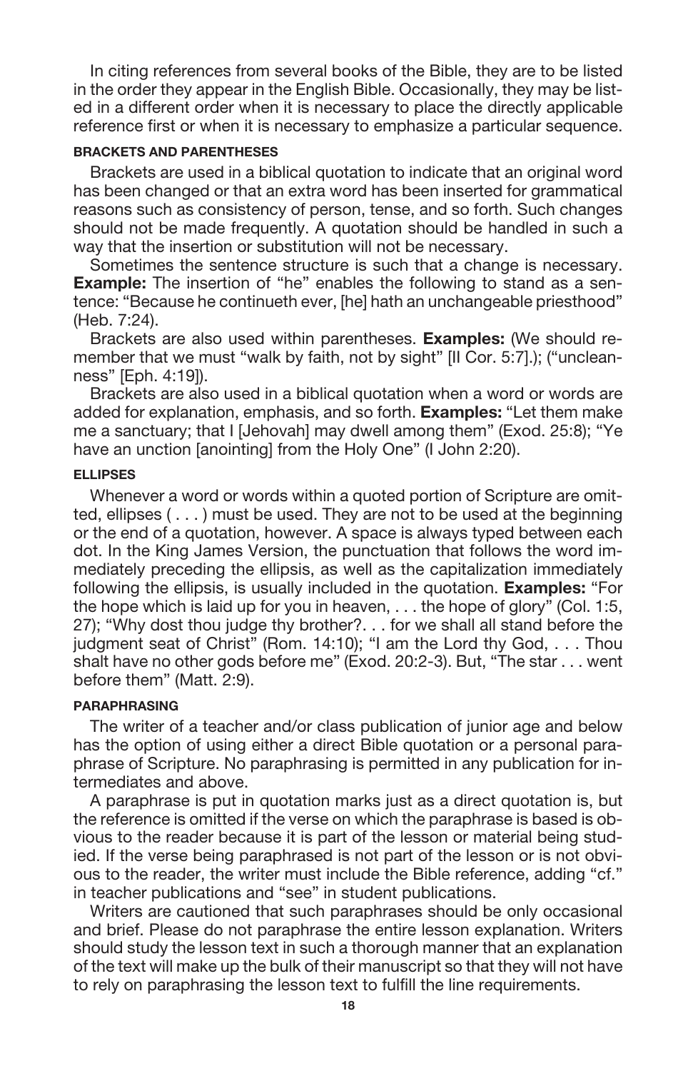In citing references from several books of the Bible, they are to be listed in the order they appear in the English Bible. Occasionally, they may be listed in a different order when it is necessary to place the directly applicable reference first or when it is necessary to emphasize a particular sequence.

#### BRACKETS AND PARENTHESES

Brackets are used in a biblical quotation to indicate that an original word has been changed or that an extra word has been inserted for grammatical reasons such as consistency of person, tense, and so forth. Such changes should not be made frequently. A quotation should be handled in such a way that the insertion or substitution will not be necessary.

Sometimes the sentence structure is such that a change is necessary. **Example:** The insertion of "he" enables the following to stand as a sentence: "Because he continueth ever, [he] hath an unchangeable priesthood" (Heb. 7:24).

Brackets are also used within parentheses. **Examples:** (We should remember that we must "walk by faith, not by sight" [II Cor. 5:7].); ("uncleanness" [Eph. 4:19]).

Brackets are also used in a biblical quotation when a word or words are added for explanation, emphasis, and so forth. **Examples:** "Let them make me a sanctuary; that I [Jehovah] may dwell among them" (Exod. 25:8); "Ye have an unction [anointing] from the Holy One" (I John 2:20).

#### ELLIPSES

Whenever a word or words within a quoted portion of Scripture are omitted, ellipses ( . . . ) must be used. They are not to be used at the beginning or the end of a quotation, however. A space is always typed between each dot. In the King James Version, the punctuation that follows the word immediately preceding the ellipsis, as well as the capitalization immediately following the ellipsis, is usually included in the quotation. **Examples:** "For the hope which is laid up for you in heaven, . . . the hope of glory" (Col. 1:5, 27); "Why dost thou judge thy brother?. . . for we shall all stand before the judgment seat of Christ" (Rom. 14:10); "I am the Lord thy God, . . . Thou shalt have no other gods before me" (Exod. 20:2-3). But, "The star . . . went before them" (Matt. 2:9).

#### PARAPHRASING

The writer of a teacher and/or class publication of junior age and below has the option of using either a direct Bible quotation or a personal paraphrase of Scripture. No paraphrasing is permitted in any publication for intermediates and above.

A paraphrase is put in quotation marks just as a direct quotation is, but the reference is omitted if the verse on which the paraphrase is based is obvious to the reader because it is part of the lesson or material being studied. If the verse being paraphrased is not part of the lesson or is not obvious to the reader, the writer must include the Bible reference, adding "cf." in teacher publications and "see" in student publications.

Writers are cautioned that such paraphrases should be only occasional and brief. Please do not paraphrase the entire lesson explanation. Writers should study the lesson text in such a thorough manner that an explanation of the text will make up the bulk of their manuscript so that they will not have to rely on paraphrasing the lesson text to fulfill the line requirements.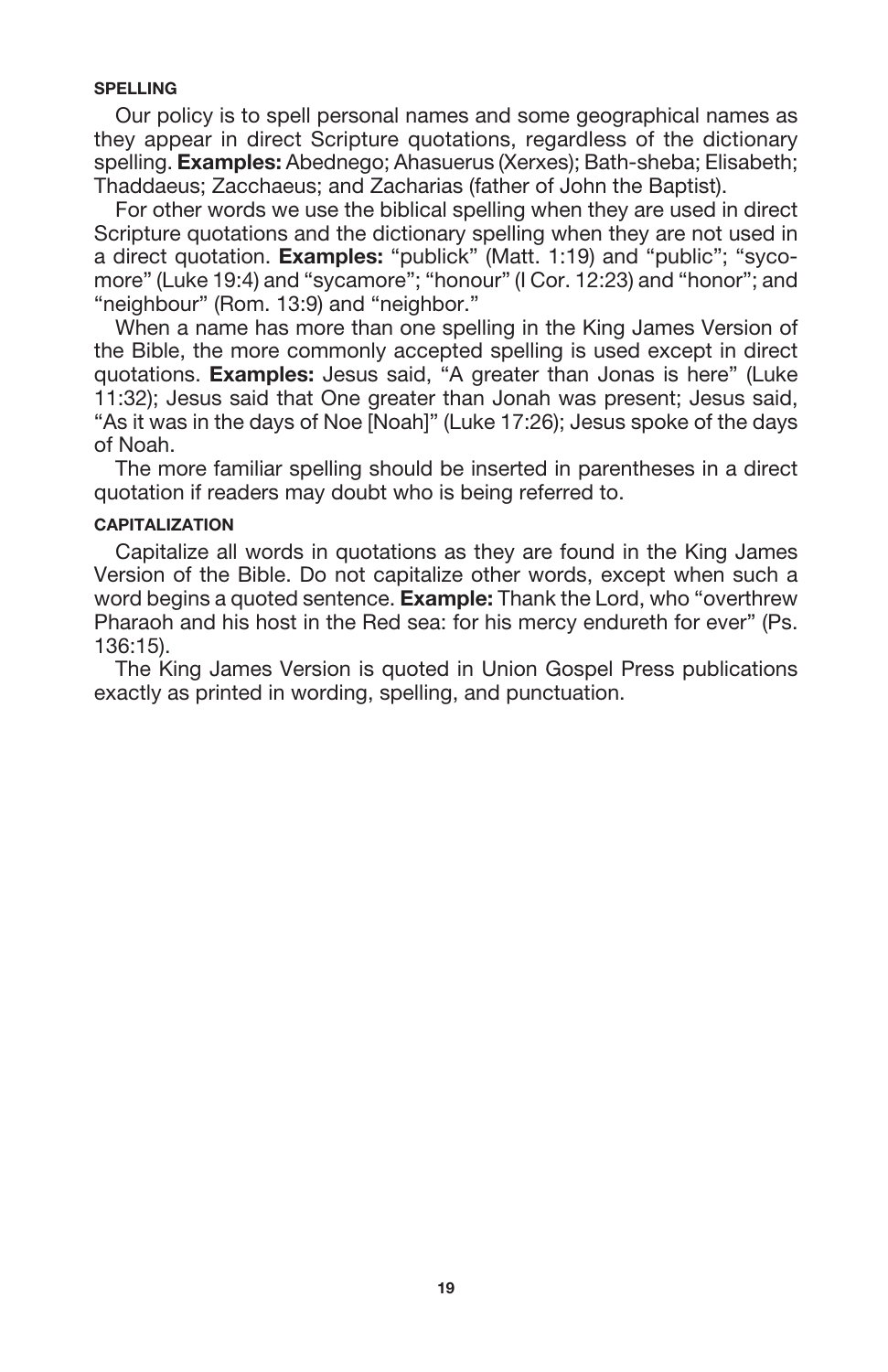### SPELLING

Our policy is to spell personal names and some geographical names as they appear in direct Scripture quotations, regardless of the dictionary spelling. **Examples:** Abednego; Ahasuerus (Xerxes); Bath-sheba; Elisabeth; Thaddaeus; Zacchaeus; and Zacharias (father of John the Baptist).

For other words we use the biblical spelling when they are used in direct Scripture quotations and the dictionary spelling when they are not used in a direct quotation. **Examples:** “publick” (Matt. 1:19) and “public”; “sycomore” (Luke 19:4) and “sycamore”; “honour” (I Cor. 12:23) and “honor”; and “neighbour” (Rom. 13:9) and “neighbor.”

When a name has more than one spelling in the King James Version of the Bible, the more commonly accepted spelling is used except in direct quotations. **Examples:** Jesus said, “A greater than Jonas is here” (Luke 11:32); Jesus said that One greater than Jonah was present; Jesus said, “As it was in the days of Noe [Noah]” (Luke 17:26); Jesus spoke of the days of Noah.

The more familiar spelling should be inserted in parentheses in a direct quotation if readers may doubt who is being referred to.

### CAPITALIZATION

Capitalize all words in quotations as they are found in the King James Version of the Bible. Do not capitalize other words, except when such a word begins a quoted sentence. **Example:** Thank the Lord, who “overthrew Pharaoh and his host in the Red sea: for his mercy endureth for ever” (Ps. 136:15).

The King James Version is quoted in Union Gospel Press publications exactly as printed in wording, spelling, and punctuation.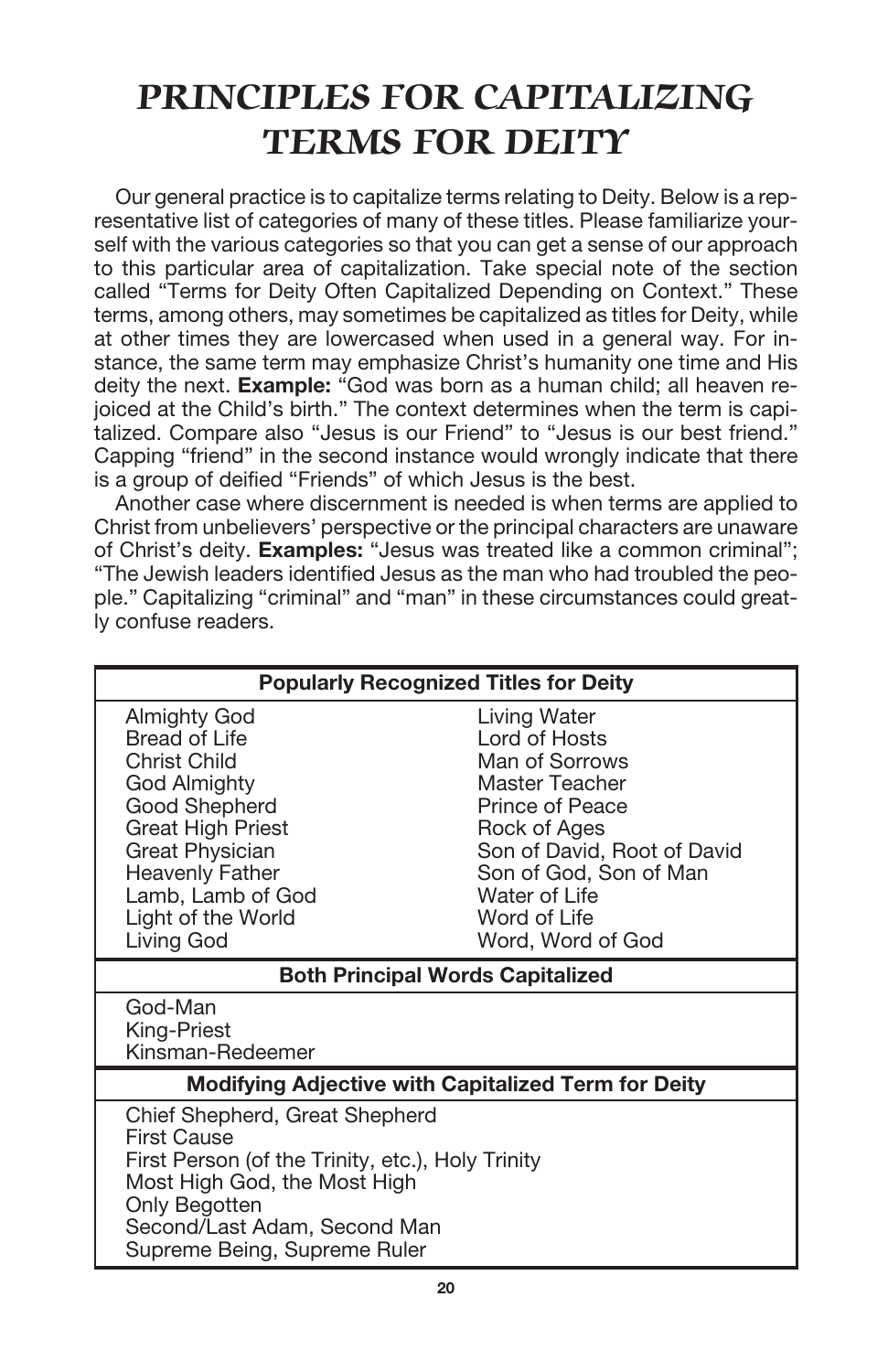# PRINCIPLES FOR CAPITALIZING TERMS FOR DEITY

Our general practice is to capitalize terms relating to Deity. Below is a representative list of categories of many of these titles. Please familiarize yourself with the various categories so that you can get a sense of our approach to this particular area of capitalization. Take special note of the section called "Terms for Deity Often Capitalized Depending on Context." These terms, among others, may sometimes be capitalized as titles for Deity, while at other times they are lowercased when used in a general way. For instance, the same term may emphasize Christ's humanity one time and His deity the next. **Example:** "God was born as a human child; all heaven rejoiced at the Child's birth." The context determines when the term is capitalized. Compare also "Jesus is our Friend" to "Jesus is our best friend." Capping "friend" in the second instance would wrongly indicate that there is a group of deified "Friends" of which Jesus is the best.

Another case where discernment is needed is when terms are applied to Christ from unbelievers' perspective or the principal characters are unaware of Christ's deity. **Examples:** "Jesus was treated like a common criminal"; "The Jewish leaders identified Jesus as the man who had troubled the people." Capitalizing "criminal" and "man" in these circumstances could greatly confuse readers.

| **Popularly Recognized Titles for Deity** | |
|---|---|
| Almighty God | Living Water |
| Bread of Life | Lord of Hosts |
| Christ Child | Man of Sorrows |
| God Almighty | Master Teacher |
| Good Shepherd | Prince of Peace |
| Great High Priest | Rock of Ages |
| Great Physician | Son of David, Root of David |
| Heavenly Father | Son of God, Son of Man |
| Lamb, Lamb of God | Water of Life |
| Light of the World | Word of Life |
| Living God | Word, Word of God |

| **Both Principal Words Capitalized** |
|---|
| God-Man |
| King-Priest |
| Kinsman-Redeemer |

| **Modifying Adjective with Capitalized Term for Deity** |
|---|
| Chief Shepherd, Great Shepherd |
| First Cause |
| First Person (of the Trinity, etc.), Holy Trinity |
| Most High God, the Most High |
| Only Begotten |
| Second/Last Adam, Second Man |
| Supreme Being, Supreme Ruler |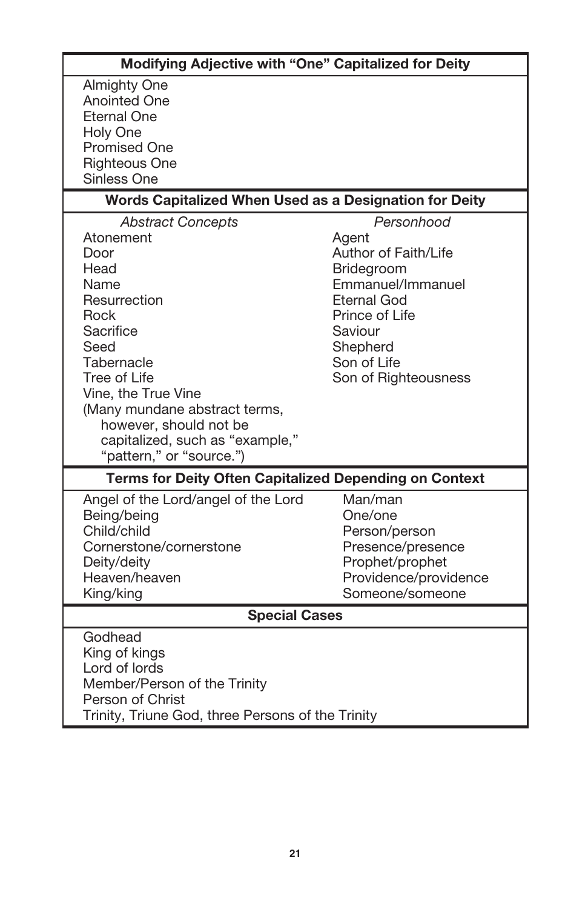| Modifying Adjective with “One” Capitalized for Deity | |
|---|---|
| Almighty One | |
| Anointed One | |
| Eternal One | |
| Holy One | |
| Promised One | |
| Righteous One | |
| Sinless One | |

| Words Capitalized When Used as a Designation for Deity | |
|---|---|
| *Abstract Concepts* | *Personhood* |
| Atonement | Agent |
| Door | Author of Faith/Life |
| Head | Bridegroom |
| Name | Emmanuel/Immanuel |
| Resurrection | Eternal God |
| Rock | Prince of Life |
| Sacrifice | Saviour |
| Seed | Shepherd |
| Tabernacle | Son of Life |
| Tree of Life | Son of Righteousness |
| Vine, the True Vine | |
| (Many mundane abstract terms, however, should not be capitalized, such as “example,” “pattern,” or “source.”) | |

| Terms for Deity Often Capitalized Depending on Context | |
|---|---|
| Angel of the Lord/angel of the Lord | Man/man |
| Being/being | One/one |
| Child/child | Person/person |
| Cornerstone/cornerstone | Presence/presence |
| Deity/deity | Prophet/prophet |
| Heaven/heaven | Providence/providence |
| King/king | Someone/someone |

| Special Cases |
|---|
| Godhead |
| King of kings |
| Lord of lords |
| Member/Person of the Trinity |
| Person of Christ |
| Trinity, Triune God, three Persons of the Trinity |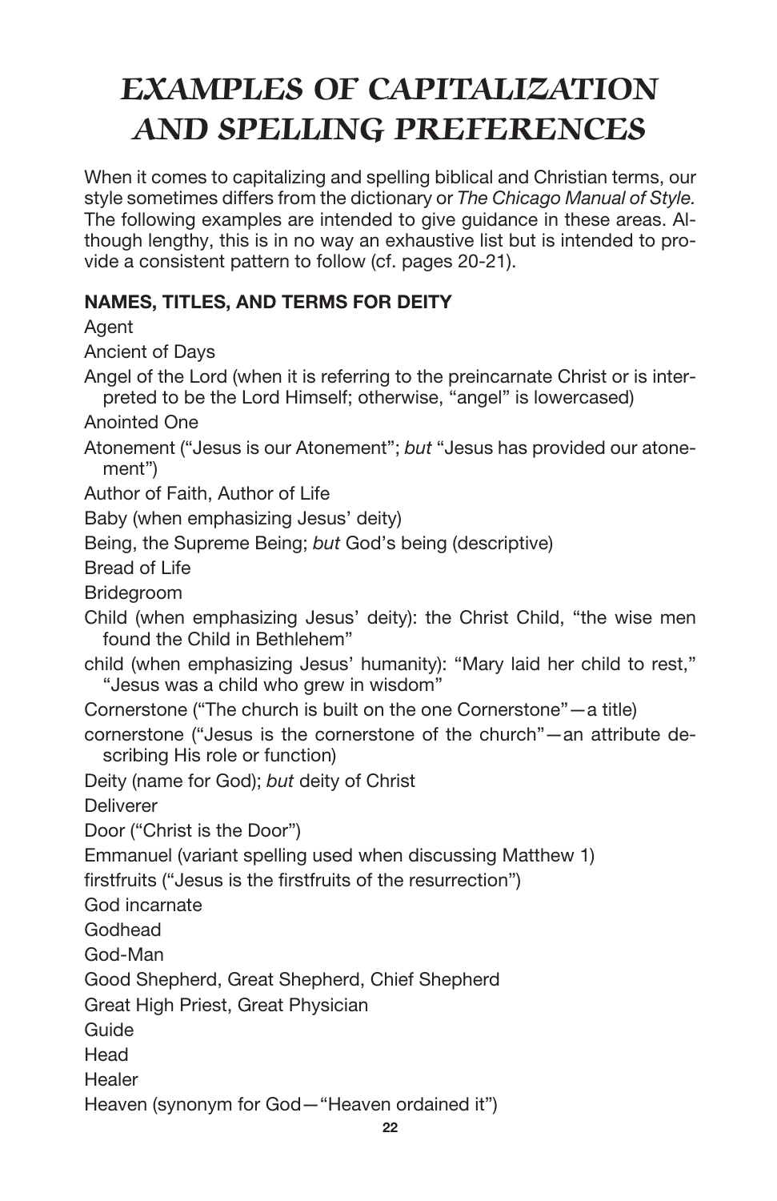# EXAMPLES OF CAPITALIZATION AND SPELLING PREFERENCES

When it comes to capitalizing and spelling biblical and Christian terms, our style sometimes differs from the dictionary or *The Chicago Manual of Style.* The following examples are intended to give guidance in these areas. Although lengthy, this is in no way an exhaustive list but is intended to provide a consistent pattern to follow (cf. pages 20-21).

## NAMES, TITLES, AND TERMS FOR DEITY

Agent

Ancient of Days

Angel of the Lord (when it is referring to the preincarnate Christ or is interpreted to be the Lord Himself; otherwise, "angel" is lowercased)

Anointed One

Atonement ("Jesus is our Atonement"; *but* "Jesus has provided our atonement")

Author of Faith, Author of Life

Baby (when emphasizing Jesus' deity)

Being, the Supreme Being; *but* God's being (descriptive)

Bread of Life

Bridegroom

Child (when emphasizing Jesus' deity): the Christ Child, "the wise men found the Child in Bethlehem"

child (when emphasizing Jesus' humanity): "Mary laid her child to rest," "Jesus was a child who grew in wisdom"

Cornerstone ("The church is built on the one Cornerstone"—a title)

cornerstone ("Jesus is the cornerstone of the church"—an attribute describing His role or function)

Deity (name for God); *but* deity of Christ

Deliverer

Door ("Christ is the Door")

Emmanuel (variant spelling used when discussing Matthew 1)

firstfruits ("Jesus is the firstfruits of the resurrection")

God incarnate

Godhead

God-Man

Good Shepherd, Great Shepherd, Chief Shepherd

Great High Priest, Great Physician

Guide

Head

Healer

Heaven (synonym for God—"Heaven ordained it")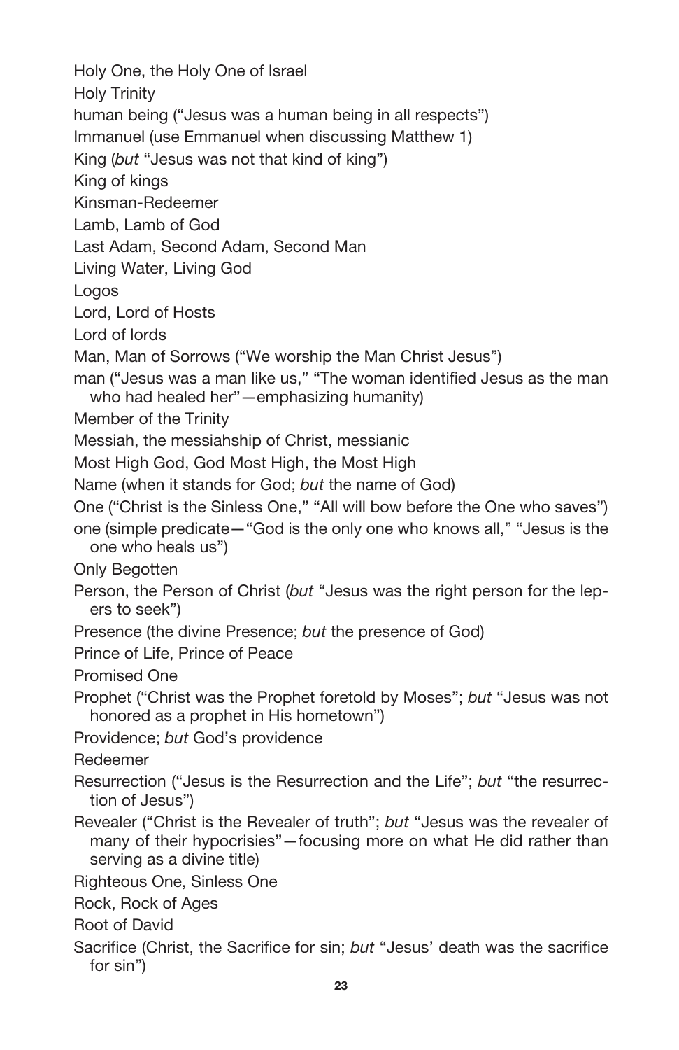Holy One, the Holy One of Israel

Holy Trinity

human being ("Jesus was a human being in all respects")

Immanuel (use Emmanuel when discussing Matthew 1)

King (*but* "Jesus was not that kind of king")

King of kings

Kinsman-Redeemer

Lamb, Lamb of God

Last Adam, Second Adam, Second Man

Living Water, Living God

Logos

Lord, Lord of Hosts

Lord of lords

Man, Man of Sorrows ("We worship the Man Christ Jesus")

man ("Jesus was a man like us," "The woman identified Jesus as the man who had healed her"—emphasizing humanity)

Member of the Trinity

Messiah, the messiahship of Christ, messianic

Most High God, God Most High, the Most High

Name (when it stands for God; *but* the name of God)

One ("Christ is the Sinless One," "All will bow before the One who saves")

one (simple predicate—"God is the only one who knows all," "Jesus is the one who heals us")

Only Begotten

Person, the Person of Christ (*but* "Jesus was the right person for the lepers to seek")

Presence (the divine Presence; *but* the presence of God)

Prince of Life, Prince of Peace

Promised One

Prophet ("Christ was the Prophet foretold by Moses"; *but* "Jesus was not honored as a prophet in His hometown")

Providence; *but* God's providence

Redeemer

Resurrection ("Jesus is the Resurrection and the Life"; *but* "the resurrection of Jesus")

Revealer ("Christ is the Revealer of truth"; *but* "Jesus was the revealer of many of their hypocrisies"—focusing more on what He did rather than serving as a divine title)

Righteous One, Sinless One

Rock, Rock of Ages

Root of David

Sacrifice (Christ, the Sacrifice for sin; *but* "Jesus' death was the sacrifice for sin")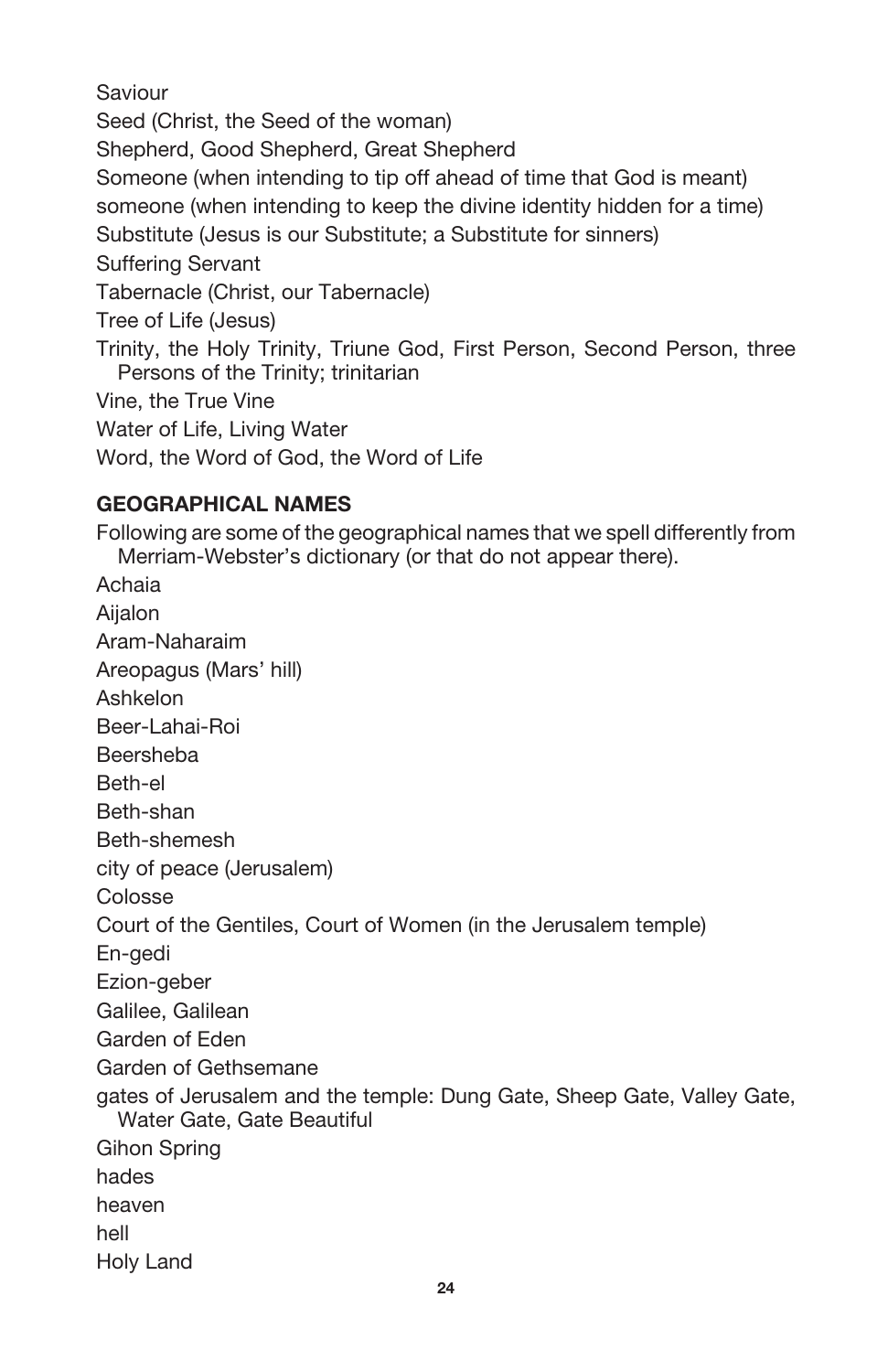Saviour

Seed (Christ, the Seed of the woman)

Shepherd, Good Shepherd, Great Shepherd

Someone (when intending to tip off ahead of time that God is meant)

someone (when intending to keep the divine identity hidden for a time)

Substitute (Jesus is our Substitute; a Substitute for sinners)

Suffering Servant

Tabernacle (Christ, our Tabernacle)

Tree of Life (Jesus)

Trinity, the Holy Trinity, Triune God, First Person, Second Person, three Persons of the Trinity; trinitarian

Vine, the True Vine

Water of Life, Living Water

Word, the Word of God, the Word of Life

## GEOGRAPHICAL NAMES

Following are some of the geographical names that we spell differently from Merriam-Webster's dictionary (or that do not appear there).

Achaia

Aijalon

Aram-Naharaim

Areopagus (Mars' hill)

Ashkelon

Beer-Lahai-Roi

Beersheba

Beth-el

Beth-shan

Beth-shemesh

city of peace (Jerusalem)

Colosse

Court of the Gentiles, Court of Women (in the Jerusalem temple)

En-gedi

Ezion-geber

Galilee, Galilean

Garden of Eden

Garden of Gethsemane

gates of Jerusalem and the temple: Dung Gate, Sheep Gate, Valley Gate, Water Gate, Gate Beautiful

Gihon Spring

hades

heaven

hell

Holy Land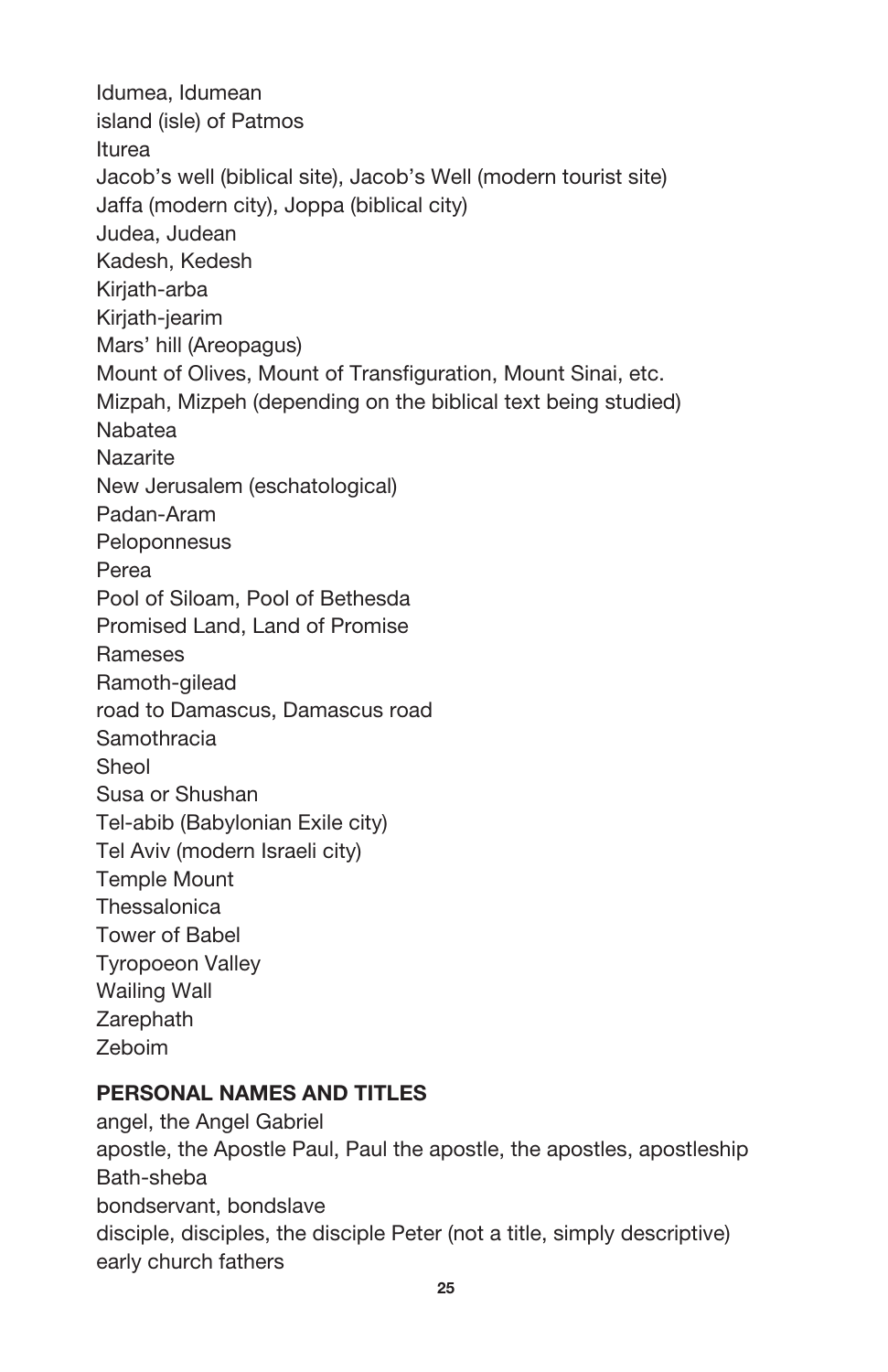Idumea, Idumean
island (isle) of Patmos
Iturea
Jacob's well (biblical site), Jacob's Well (modern tourist site)
Jaffa (modern city), Joppa (biblical city)
Judea, Judean
Kadesh, Kedesh
Kirjath-arba
Kirjath-jearim
Mars' hill (Areopagus)
Mount of Olives, Mount of Transfiguration, Mount Sinai, etc.
Mizpah, Mizpeh (depending on the biblical text being studied)
Nabatea
Nazarite
New Jerusalem (eschatological)
Padan-Aram
Peloponnesus
Perea
Pool of Siloam, Pool of Bethesda
Promised Land, Land of Promise
Rameses
Ramoth-gilead
road to Damascus, Damascus road
Samothracia
Sheol
Susa or Shushan
Tel-abib (Babylonian Exile city)
Tel Aviv (modern Israeli city)
Temple Mount
Thessalonica
Tower of Babel
Tyropoeon Valley
Wailing Wall
Zarephath
Zeboim

## PERSONAL NAMES AND TITLES

angel, the Angel Gabriel
apostle, the Apostle Paul, Paul the apostle, the apostles, apostleship
Bath-sheba
bondservant, bondslave
disciple, disciples, the disciple Peter (not a title, simply descriptive)
early church fathers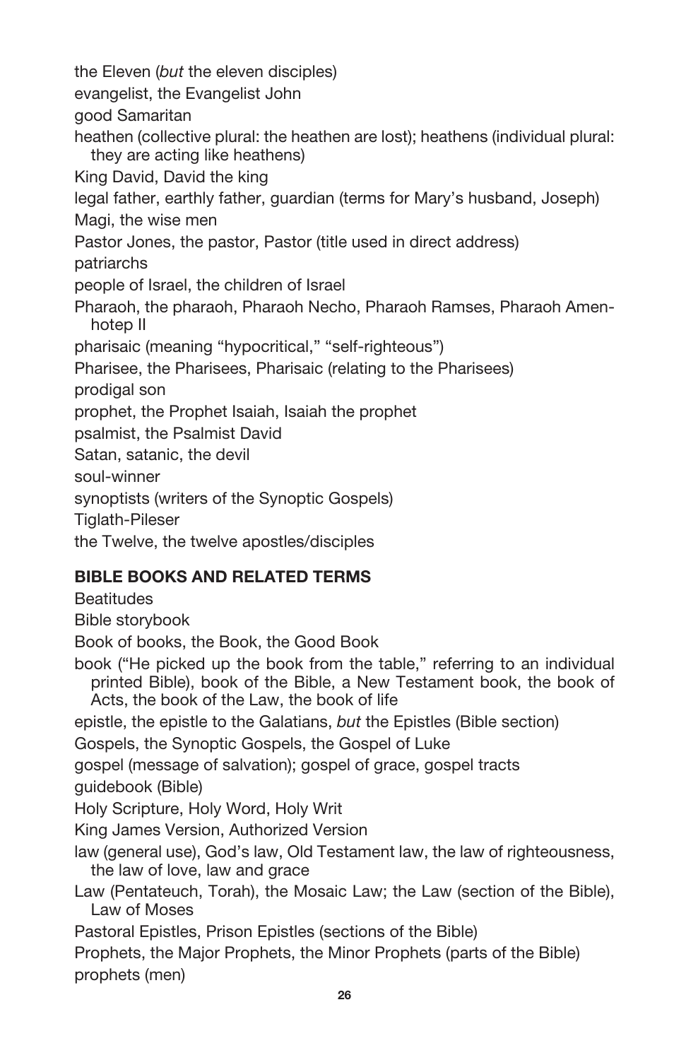the Eleven (*but* the eleven disciples)

evangelist, the Evangelist John

good Samaritan

heathen (collective plural: the heathen are lost); heathens (individual plural: they are acting like heathens)

King David, David the king

legal father, earthly father, guardian (terms for Mary's husband, Joseph)

Magi, the wise men

Pastor Jones, the pastor, Pastor (title used in direct address)

patriarchs

people of Israel, the children of Israel

Pharaoh, the pharaoh, Pharaoh Necho, Pharaoh Ramses, Pharaoh Amenhotep II

pharisaic (meaning "hypocritical," "self-righteous")

Pharisee, the Pharisees, Pharisaic (relating to the Pharisees)

prodigal son

prophet, the Prophet Isaiah, Isaiah the prophet

psalmist, the Psalmist David

Satan, satanic, the devil

soul-winner

synoptists (writers of the Synoptic Gospels)

Tiglath-Pileser

the Twelve, the twelve apostles/disciples

## BIBLE BOOKS AND RELATED TERMS

Beatitudes

Bible storybook

Book of books, the Book, the Good Book

book ("He picked up the book from the table," referring to an individual printed Bible), book of the Bible, a New Testament book, the book of Acts, the book of the Law, the book of life

epistle, the epistle to the Galatians, *but* the Epistles (Bible section)

Gospels, the Synoptic Gospels, the Gospel of Luke

gospel (message of salvation); gospel of grace, gospel tracts

guidebook (Bible)

Holy Scripture, Holy Word, Holy Writ

King James Version, Authorized Version

law (general use), God's law, Old Testament law, the law of righteousness, the law of love, law and grace

Law (Pentateuch, Torah), the Mosaic Law; the Law (section of the Bible), Law of Moses

Pastoral Epistles, Prison Epistles (sections of the Bible)

Prophets, the Major Prophets, the Minor Prophets (parts of the Bible)

prophets (men)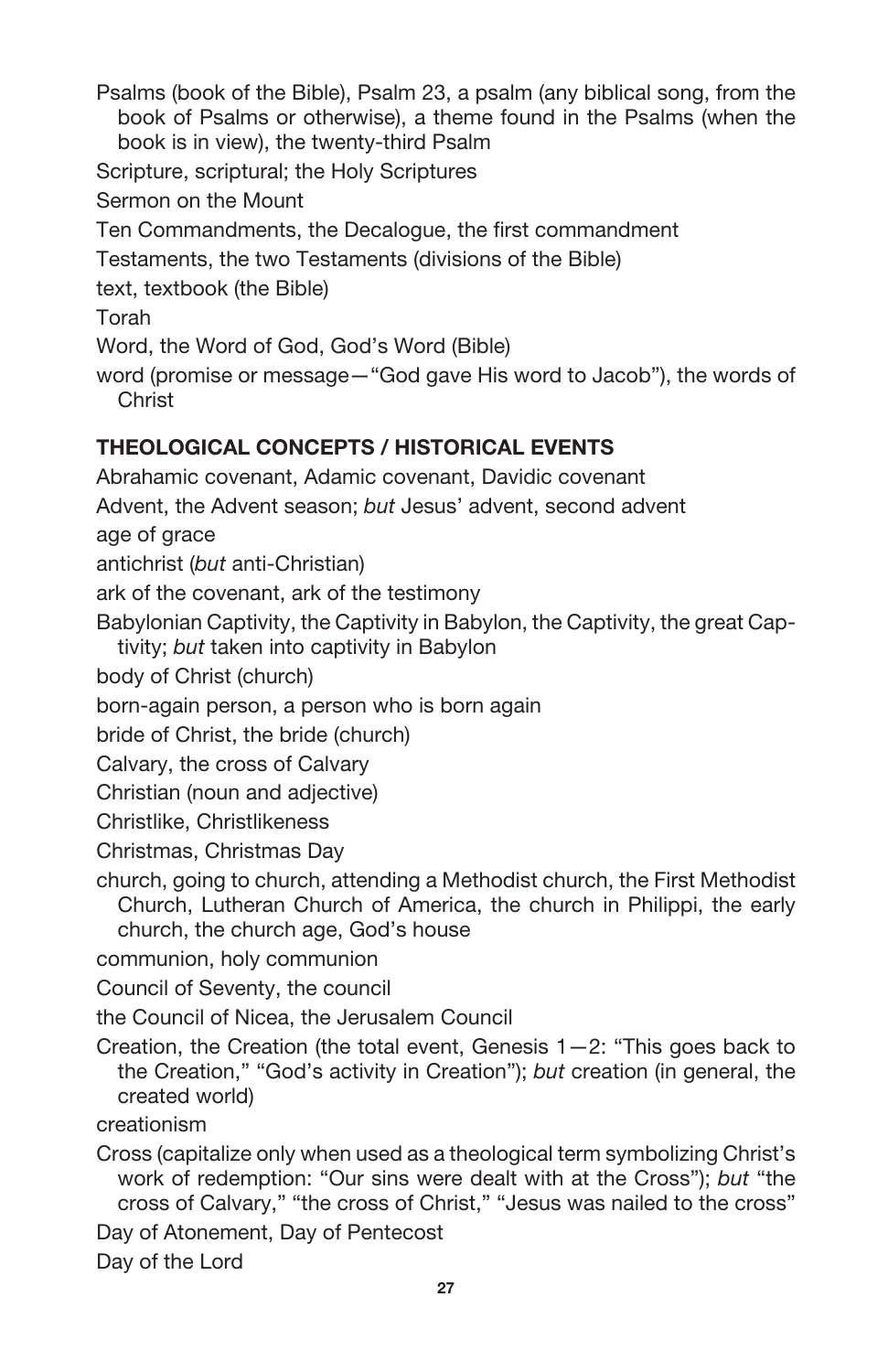Psalms (book of the Bible), Psalm 23, a psalm (any biblical song, from the book of Psalms or otherwise), a theme found in the Psalms (when the book is in view), the twenty-third Psalm

Scripture, scriptural; the Holy Scriptures

Sermon on the Mount

Ten Commandments, the Decalogue, the first commandment

Testaments, the two Testaments (divisions of the Bible)

text, textbook (the Bible)

Torah

Word, the Word of God, God's Word (Bible)

word (promise or message—"God gave His word to Jacob"), the words of Christ

**THEOLOGICAL CONCEPTS / HISTORICAL EVENTS**

Abrahamic covenant, Adamic covenant, Davidic covenant

Advent, the Advent season; *but* Jesus' advent, second advent

age of grace

antichrist (*but* anti-Christian)

ark of the covenant, ark of the testimony

Babylonian Captivity, the Captivity in Babylon, the Captivity, the great Captivity; *but* taken into captivity in Babylon

body of Christ (church)

born-again person, a person who is born again

bride of Christ, the bride (church)

Calvary, the cross of Calvary

Christian (noun and adjective)

Christlike, Christlikeness

Christmas, Christmas Day

church, going to church, attending a Methodist church, the First Methodist Church, Lutheran Church of America, the church in Philippi, the early church, the church age, God's house

communion, holy communion

Council of Seventy, the council

the Council of Nicea, the Jerusalem Council

Creation, the Creation (the total event, Genesis 1—2: "This goes back to the Creation," "God's activity in Creation"); *but* creation (in general, the created world)

creationism

Cross (capitalize only when used as a theological term symbolizing Christ's work of redemption: "Our sins were dealt with at the Cross"); *but* "the cross of Calvary," "the cross of Christ," "Jesus was nailed to the cross"

Day of Atonement, Day of Pentecost

Day of the Lord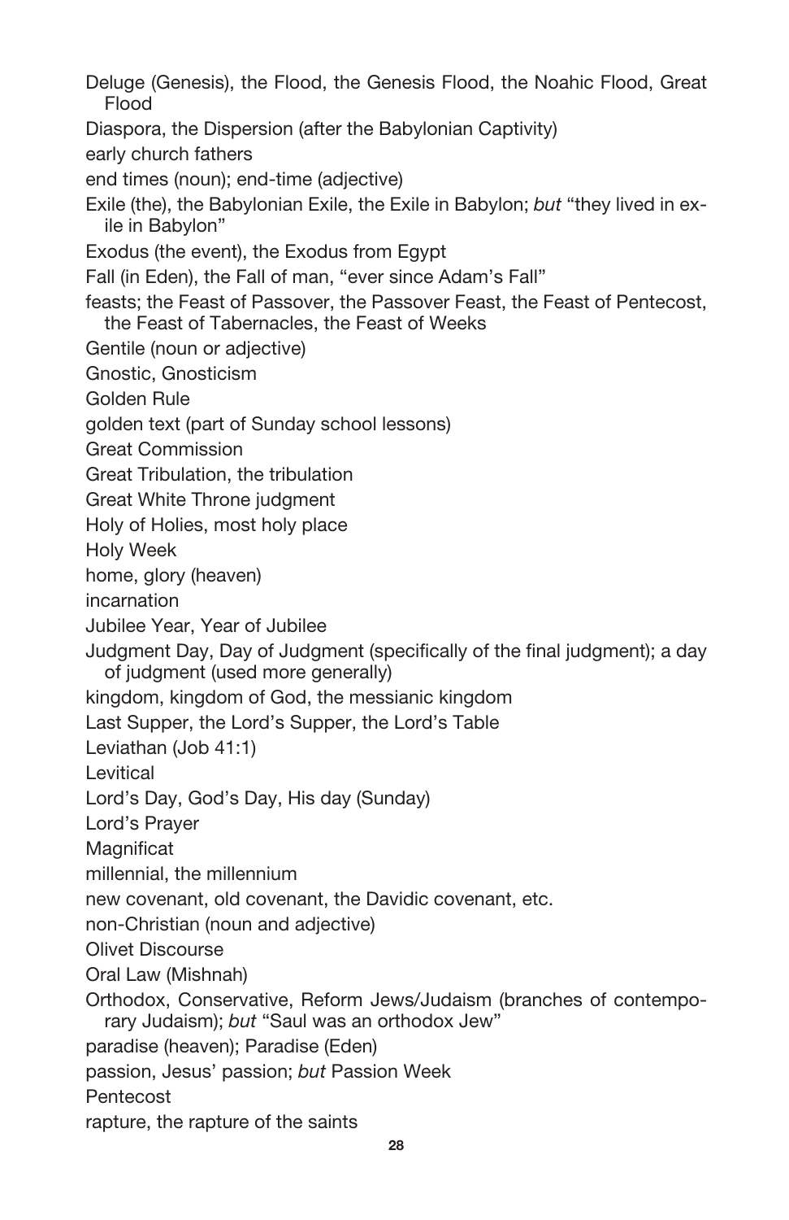Deluge (Genesis), the Flood, the Genesis Flood, the Noahic Flood, Great Flood

Diaspora, the Dispersion (after the Babylonian Captivity)

early church fathers

end times (noun); end-time (adjective)

Exile (the), the Babylonian Exile, the Exile in Babylon; *but* "they lived in exile in Babylon"

Exodus (the event), the Exodus from Egypt

Fall (in Eden), the Fall of man, "ever since Adam's Fall"

feasts; the Feast of Passover, the Passover Feast, the Feast of Pentecost, the Feast of Tabernacles, the Feast of Weeks

Gentile (noun or adjective)

Gnostic, Gnosticism

Golden Rule

golden text (part of Sunday school lessons)

Great Commission

Great Tribulation, the tribulation

Great White Throne judgment

Holy of Holies, most holy place

Holy Week

home, glory (heaven)

incarnation

Jubilee Year, Year of Jubilee

Judgment Day, Day of Judgment (specifically of the final judgment); a day of judgment (used more generally)

kingdom, kingdom of God, the messianic kingdom

Last Supper, the Lord's Supper, the Lord's Table

Leviathan (Job 41:1)

Levitical

Lord's Day, God's Day, His day (Sunday)

Lord's Prayer

Magnificat

millennial, the millennium

new covenant, old covenant, the Davidic covenant, etc.

non-Christian (noun and adjective)

Olivet Discourse

Oral Law (Mishnah)

Orthodox, Conservative, Reform Jews/Judaism (branches of contemporary Judaism); *but* "Saul was an orthodox Jew"

paradise (heaven); Paradise (Eden)

passion, Jesus' passion; *but* Passion Week

Pentecost

rapture, the rapture of the saints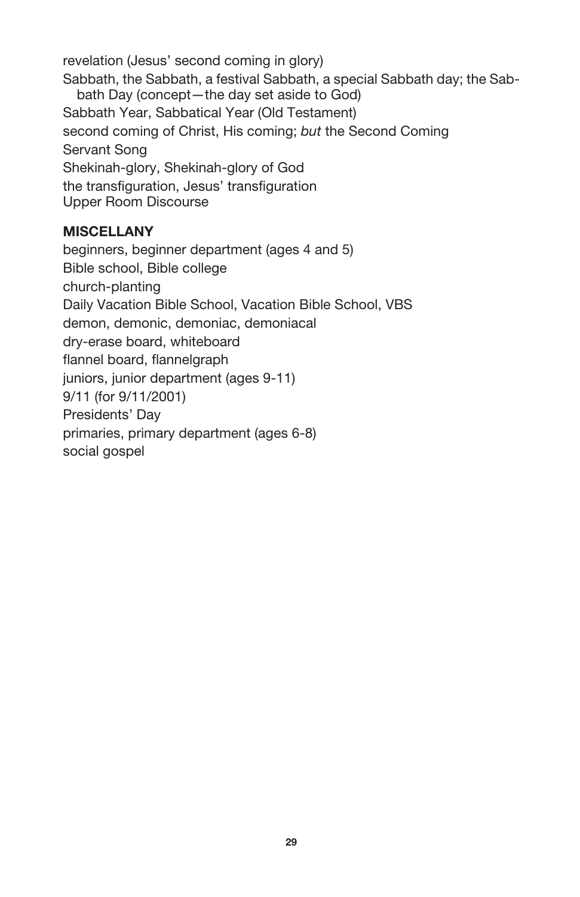revelation (Jesus' second coming in glory)

Sabbath, the Sabbath, a festival Sabbath, a special Sabbath day; the Sabbath Day (concept—the day set aside to God)

Sabbath Year, Sabbatical Year (Old Testament)

second coming of Christ, His coming; *but* the Second Coming

Servant Song

Shekinah-glory, Shekinah-glory of God

the transfiguration, Jesus' transfiguration

Upper Room Discourse

**MISCELLANY**

beginners, beginner department (ages 4 and 5)

Bible school, Bible college

church-planting

Daily Vacation Bible School, Vacation Bible School, VBS

demon, demonic, demoniac, demoniacal

dry-erase board, whiteboard

flannel board, flannelgraph

juniors, junior department (ages 9-11)

9/11 (for 9/11/2001)

Presidents' Day

primaries, primary department (ages 6-8)

social gospel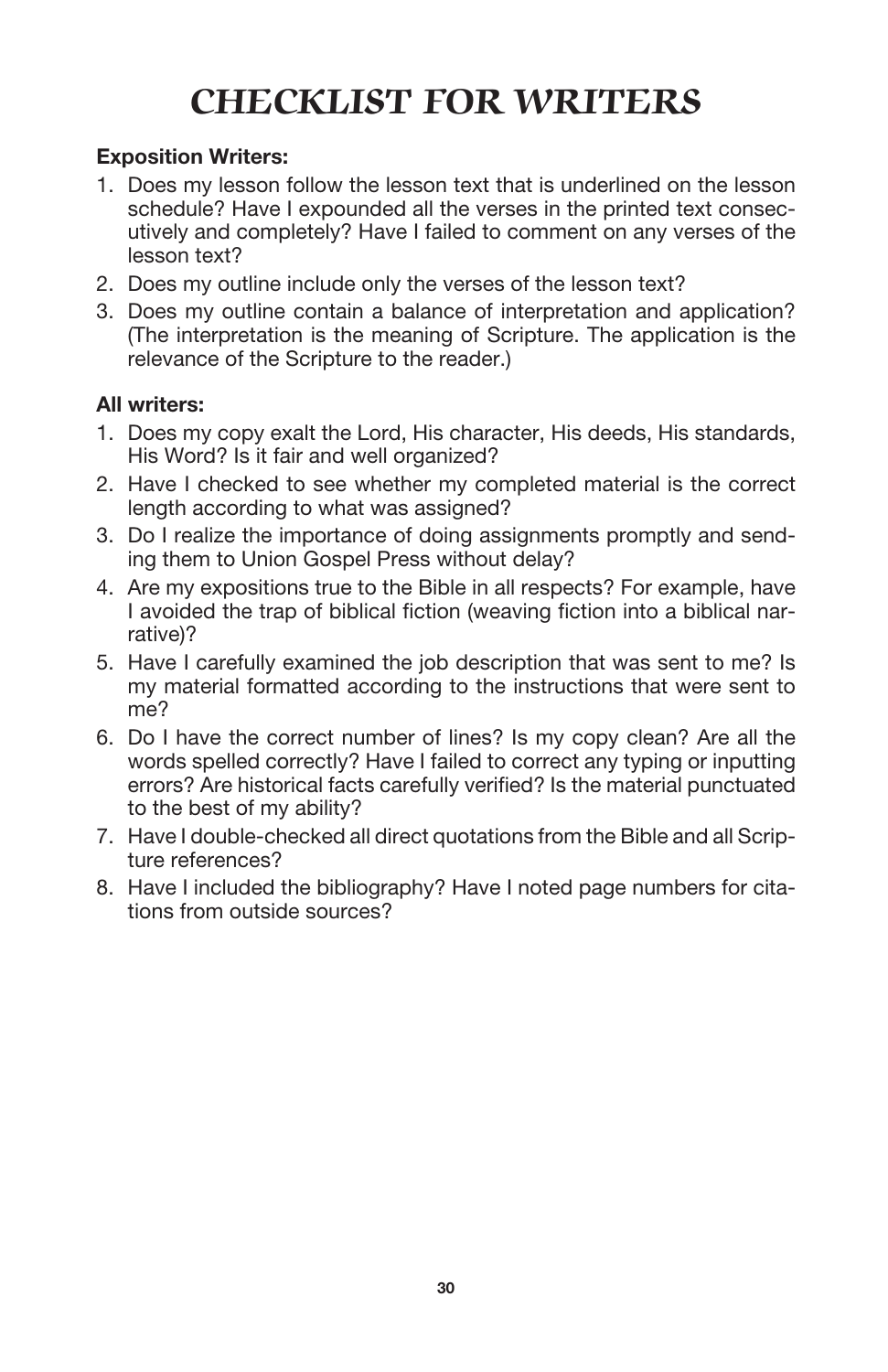# CHECKLIST FOR WRITERS

**Exposition Writers:**

1. Does my lesson follow the lesson text that is underlined on the lesson schedule? Have I expounded all the verses in the printed text consecutively and completely? Have I failed to comment on any verses of the lesson text?
2. Does my outline include only the verses of the lesson text?
3. Does my outline contain a balance of interpretation and application? (The interpretation is the meaning of Scripture. The application is the relevance of the Scripture to the reader.)

**All writers:**

1. Does my copy exalt the Lord, His character, His deeds, His standards, His Word? Is it fair and well organized?
2. Have I checked to see whether my completed material is the correct length according to what was assigned?
3. Do I realize the importance of doing assignments promptly and sending them to Union Gospel Press without delay?
4. Are my expositions true to the Bible in all respects? For example, have I avoided the trap of biblical fiction (weaving fiction into a biblical narrative)?
5. Have I carefully examined the job description that was sent to me? Is my material formatted according to the instructions that were sent to me?
6. Do I have the correct number of lines? Is my copy clean? Are all the words spelled correctly? Have I failed to correct any typing or inputting errors? Are historical facts carefully verified? Is the material punctuated to the best of my ability?
7. Have I double-checked all direct quotations from the Bible and all Scripture references?
8. Have I included the bibliography? Have I noted page numbers for citations from outside sources?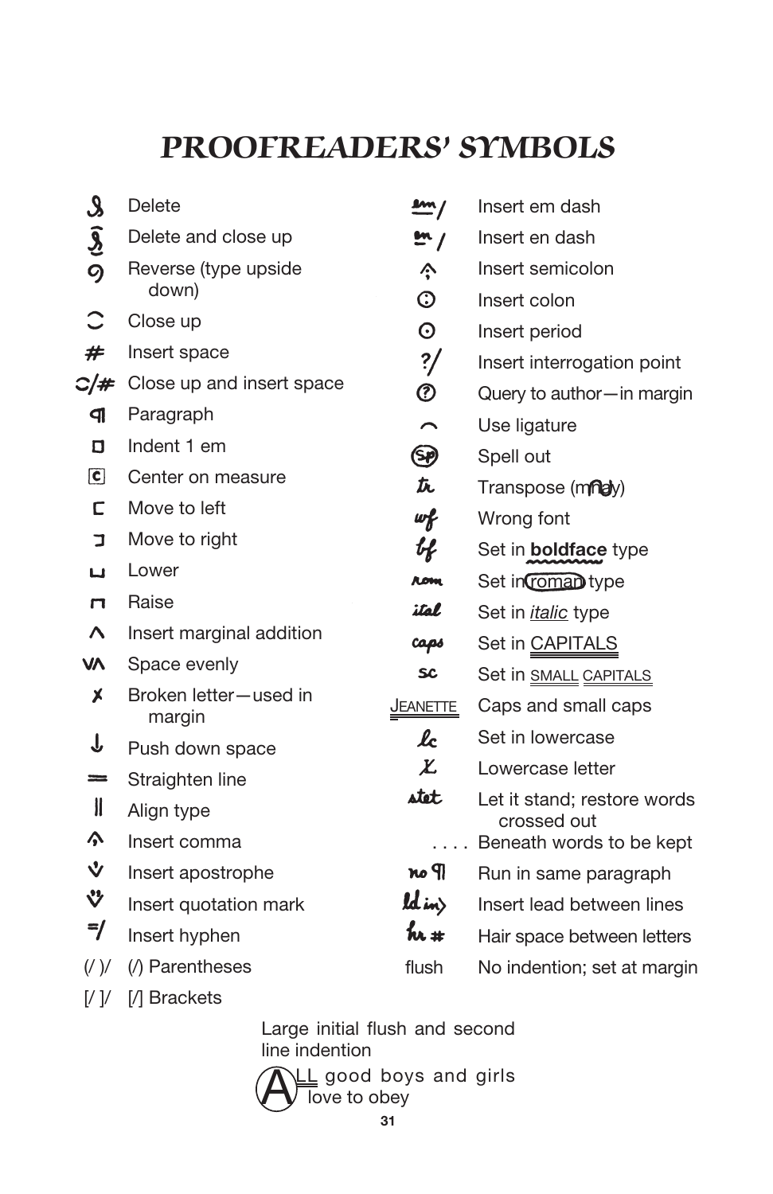# PROOFREADERS' SYMBOLS

| Symbol | Meaning |
|---|---|
| ℒ | Delete |
| ℒ̂ | Delete and close up |
| ∂ | Reverse (type upside down) |
| ⁐ | Close up |
| # | Insert space |
| ⁐/# | Close up and insert space |
| ¶ | Paragraph |
| □ | Indent 1 em |
| [c] | Center on measure |
| [ | Move to left |
| ] | Move to right |
| ⊔ | Lower |
| ⊓ | Raise |
| ∧ | Insert marginal addition |
| V∧ | Space evenly |
| ✗ | Broken letter—used in margin |
| ↓ | Push down space |
| ═ | Straighten line |
| ‖ | Align type |
| ∧ | Insert comma |
| ∨ | Insert apostrophe |
| ∨∨ | Insert quotation mark |
| =/ | Insert hyphen |
| (/ )/ | (/) Parentheses |
| [/ ]/ | [/] Brackets |
| em/ | Insert em dash |
| en/ | Insert en dash |
| ;∧ | Insert semicolon |
| ⊙: | Insert colon |
| ⊙ | Insert period |
| ?/ | Insert interrogation point |
| (?) | Query to author—in margin |
| ⌒ | Use ligature |
| (sp) | Spell out |
| tr | Transpose (mnay) |
| wf | Wrong font |
| bf | Set in **boldface** type |
| rom | Set in roman type |
| ital | Set in *italic* type |
| caps | Set in CAPITALS |
| sc | Set in SMALL CAPITALS |
| JEANETTE | Caps and small caps |
| lc | Set in lowercase |
| ⁄ | Lowercase letter |
| stet | Let it stand; restore words crossed out |
| . . . . | Beneath words to be kept |
| no ¶ | Run in same paragraph |
| ld in | Insert lead between lines |
| hr # | Hair space between letters |
| flush | No indention; set at margin |

Large initial flush and second line indention

A LL good boys and girls
love to obey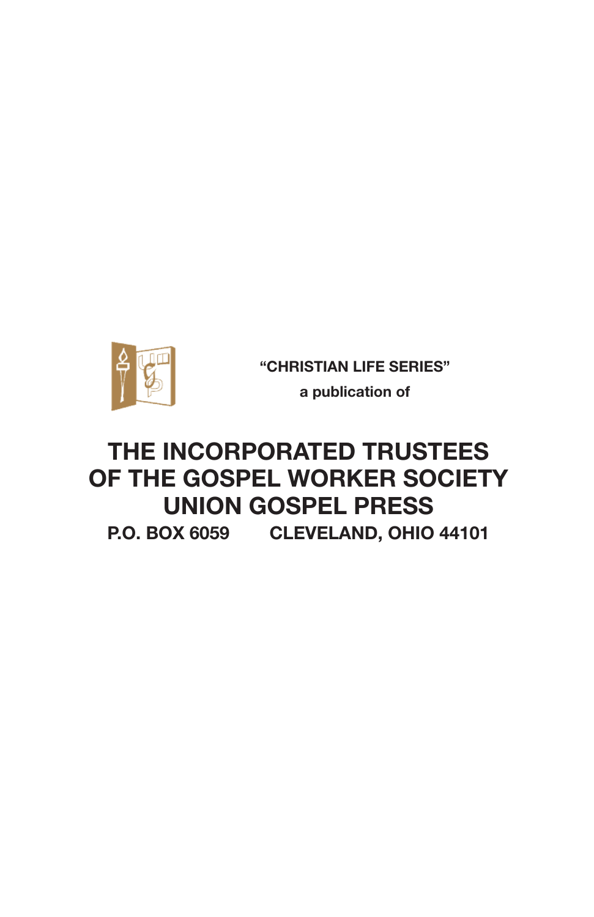**"CHRISTIAN LIFE SERIES"**

**a publication of**

# THE INCORPORATED TRUSTEES OF THE GOSPEL WORKER SOCIETY UNION GOSPEL PRESS

**P.O. BOX 6059 CLEVELAND, OHIO 44101**